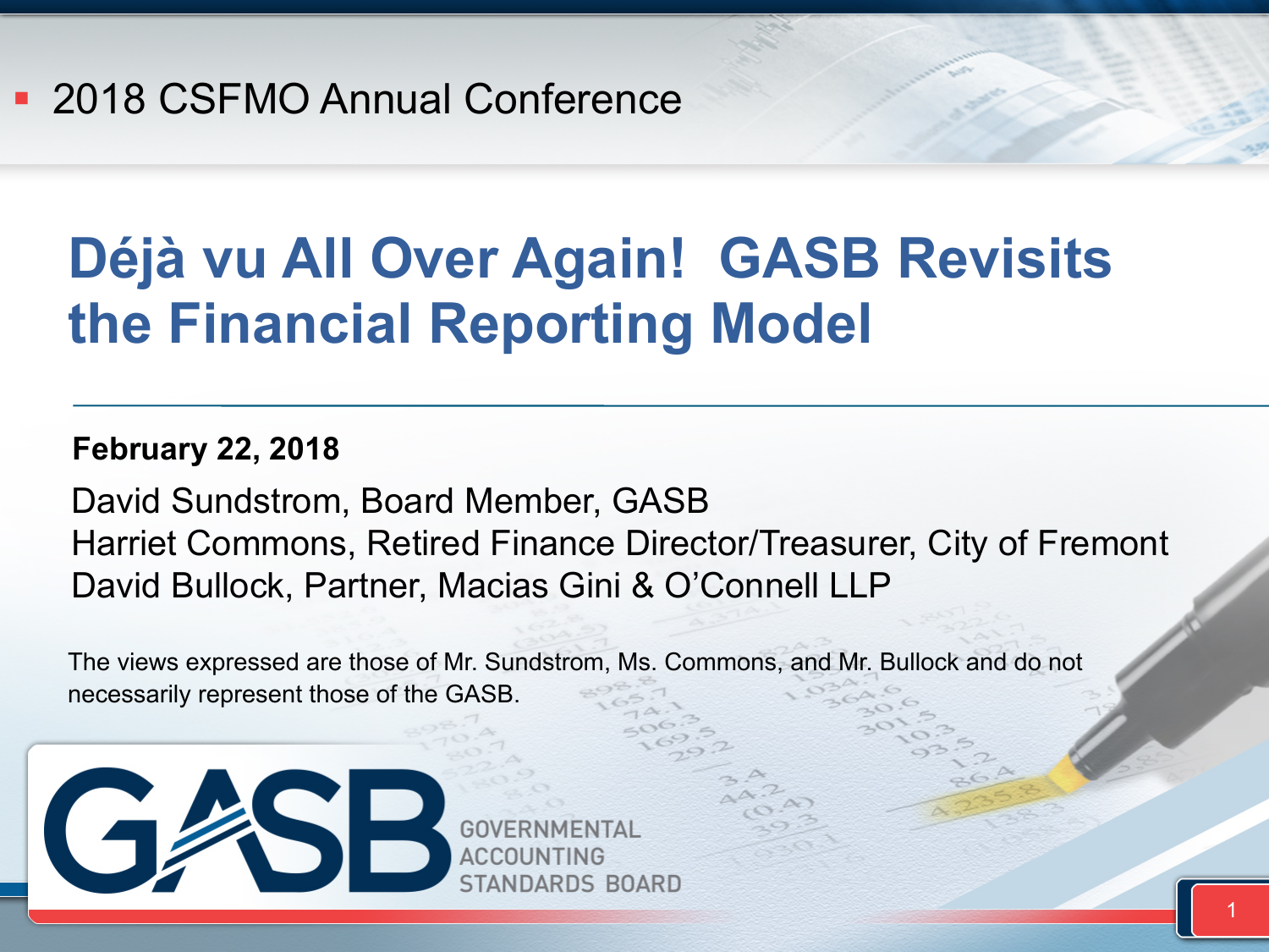- 2018 CSFMO Annual Conference

# Déjà vu All Over Again! GASB Revisits the Financial Reporting Model

**February 22, 2018**

David Sundstrom, Board Member, GASB
Harriet Commons, Retired Finance Director/Treasurer, City of Fremont
David Bullock, Partner, Macias Gini & O'Connell LLP

The views expressed are those of Mr. Sundstrom, Ms. Commons, and Mr. Bullock and do not necessarily represent those of the GASB.

GASB GOVERNMENTAL ACCOUNTING STANDARDS BOARD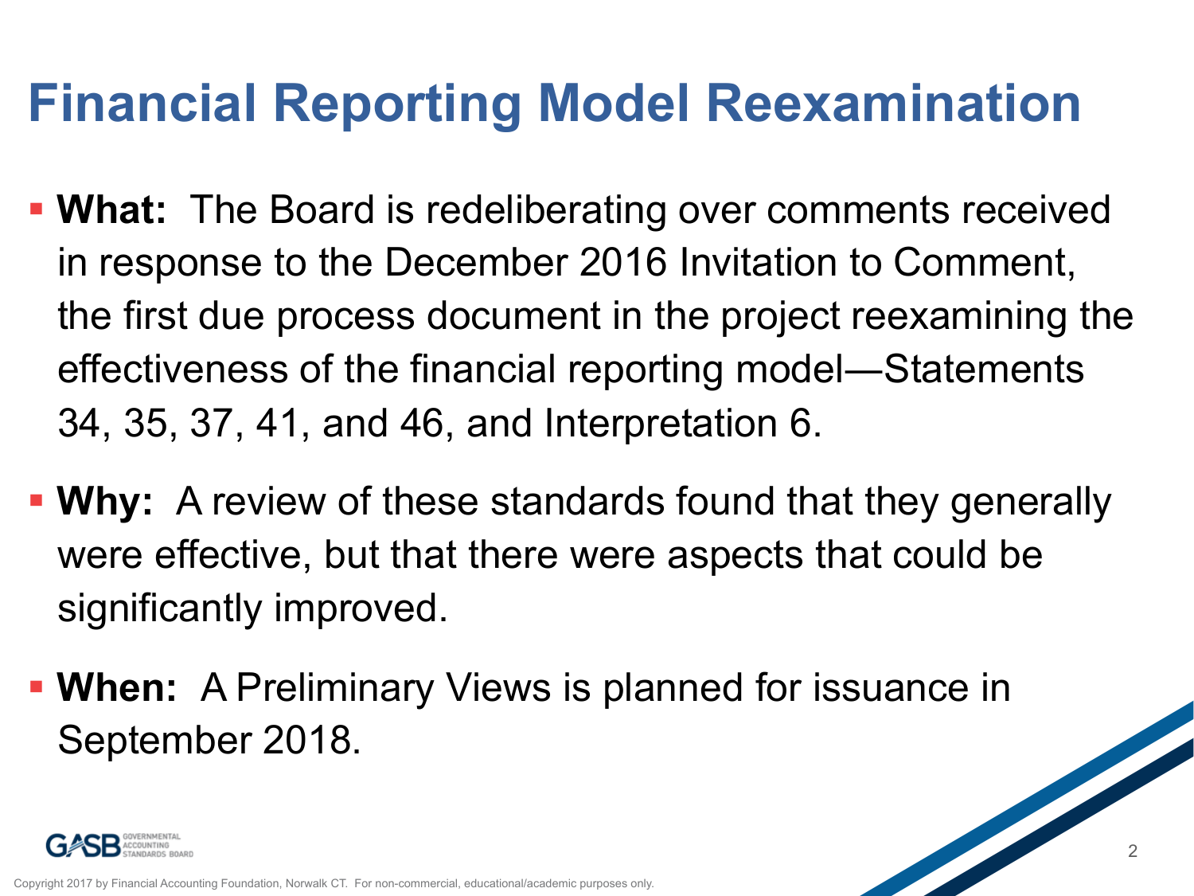# Financial Reporting Model Reexamination

- **What:** The Board is redeliberating over comments received in response to the December 2016 Invitation to Comment, the first due process document in the project reexamining the effectiveness of the financial reporting model—Statements 34, 35, 37, 41, and 46, and Interpretation 6.
- **Why:** A review of these standards found that they generally were effective, but that there were aspects that could be significantly improved.
- **When:** A Preliminary Views is planned for issuance in September 2018.

Copyright 2017 by Financial Accounting Foundation, Norwalk CT. For non-commercial, educational/academic purposes only.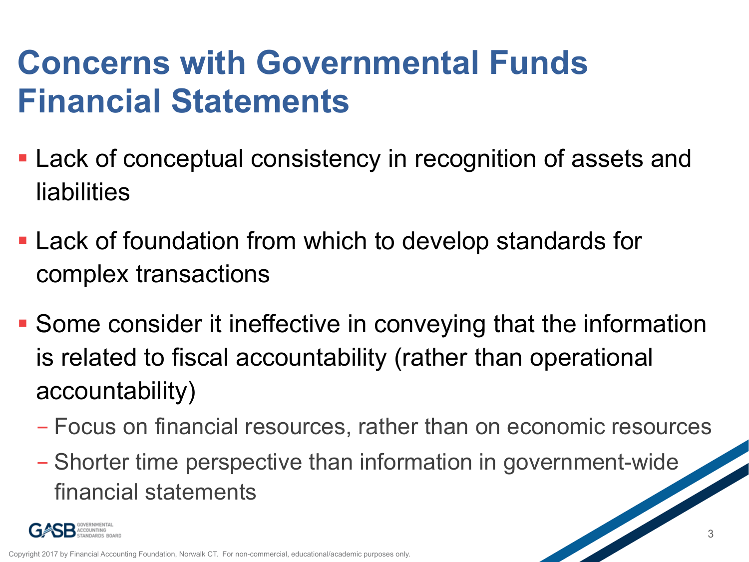# Concerns with Governmental Funds Financial Statements

- Lack of conceptual consistency in recognition of assets and liabilities
- Lack of foundation from which to develop standards for complex transactions
- Some consider it ineffective in conveying that the information is related to fiscal accountability (rather than operational accountability)
  - Focus on financial resources, rather than on economic resources
  - Shorter time perspective than information in government-wide financial statements

Copyright 2017 by Financial Accounting Foundation, Norwalk CT. For non-commercial, educational/academic purposes only.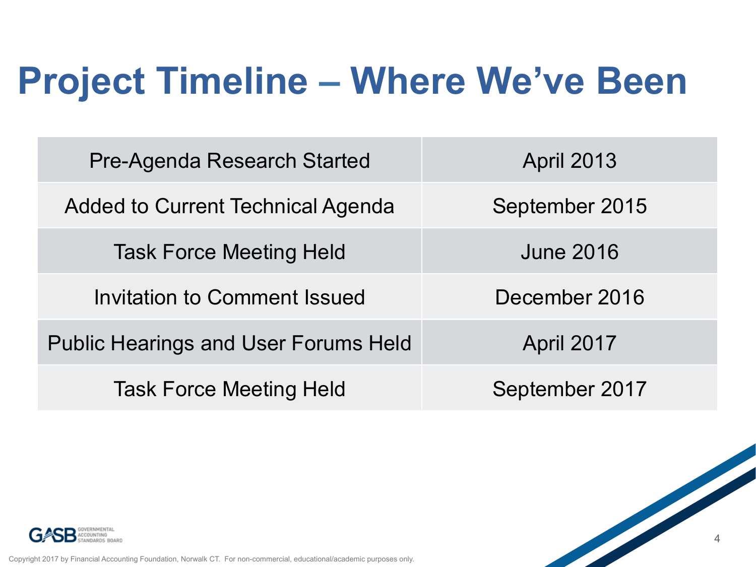# Project Timeline – Where We've Been

| Event | Date |
| --- | --- |
| Pre-Agenda Research Started | April 2013 |
| Added to Current Technical Agenda | September 2015 |
| Task Force Meeting Held | June 2016 |
| Invitation to Comment Issued | December 2016 |
| Public Hearings and User Forums Held | April 2017 |
| Task Force Meeting Held | September 2017 |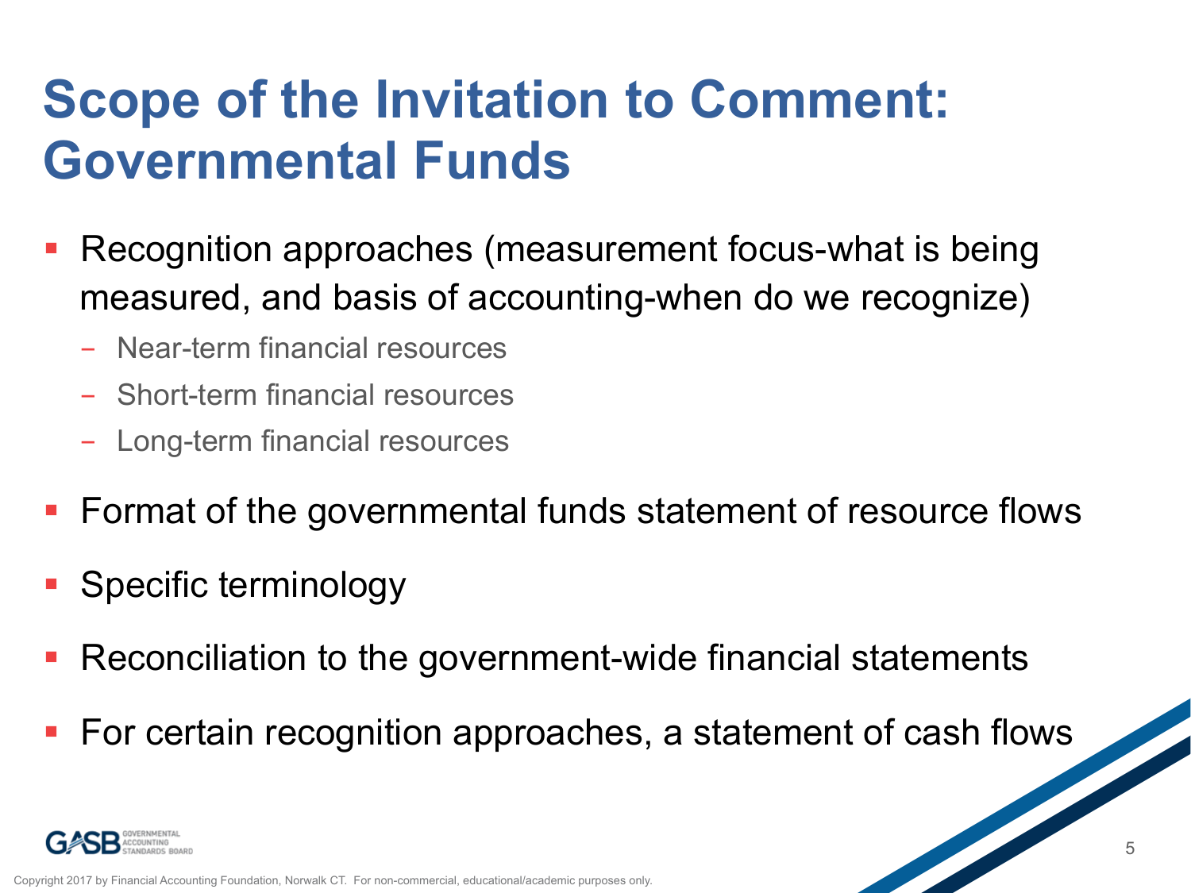# Scope of the Invitation to Comment: Governmental Funds

- Recognition approaches (measurement focus-what is being measured, and basis of accounting-when do we recognize)
  - Near-term financial resources
  - Short-term financial resources
  - Long-term financial resources
- Format of the governmental funds statement of resource flows
- Specific terminology
- Reconciliation to the government-wide financial statements
- For certain recognition approaches, a statement of cash flows

Copyright 2017 by Financial Accounting Foundation, Norwalk CT. For non-commercial, educational/academic purposes only.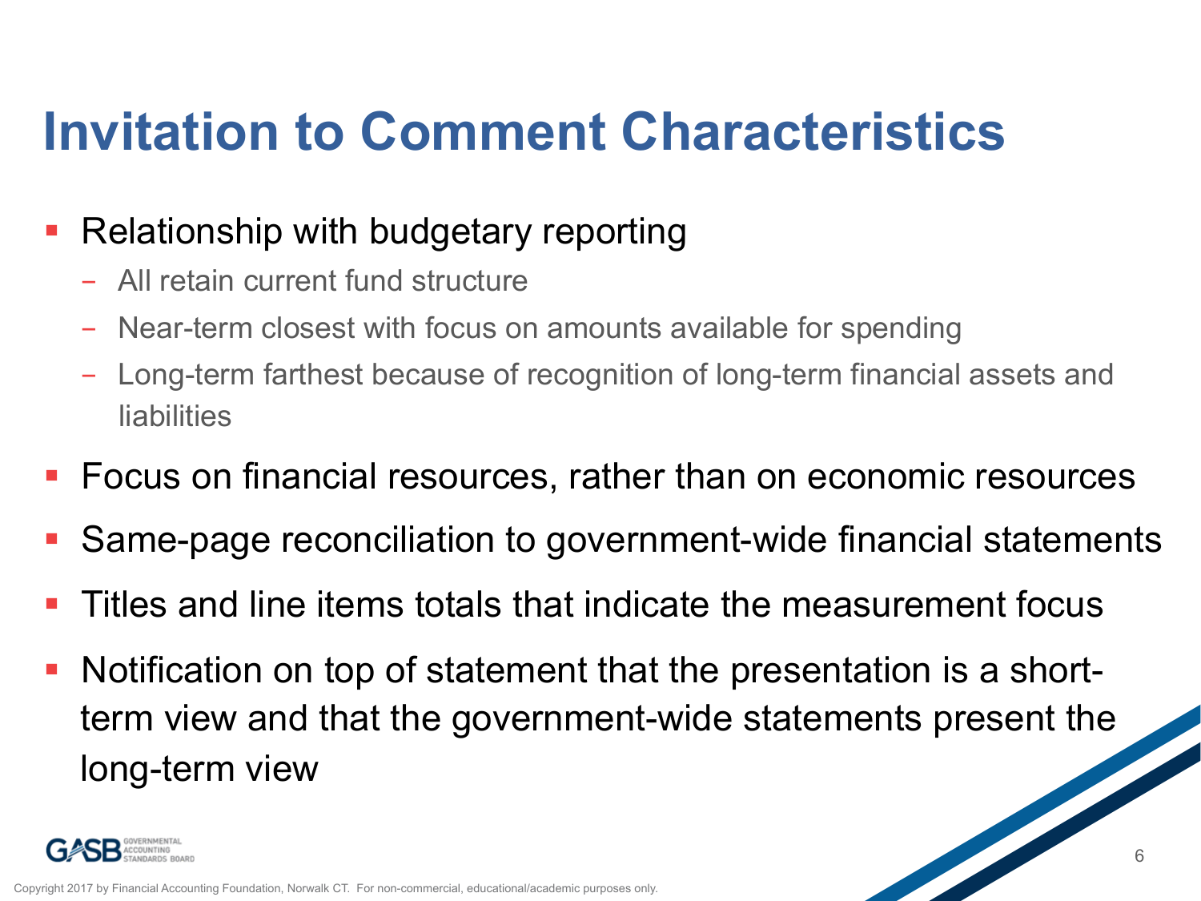# Invitation to Comment Characteristics

- Relationship with budgetary reporting
  - All retain current fund structure
  - Near-term closest with focus on amounts available for spending
  - Long-term farthest because of recognition of long-term financial assets and liabilities
- Focus on financial resources, rather than on economic resources
- Same-page reconciliation to government-wide financial statements
- Titles and line items totals that indicate the measurement focus
- Notification on top of statement that the presentation is a short-term view and that the government-wide statements present the long-term view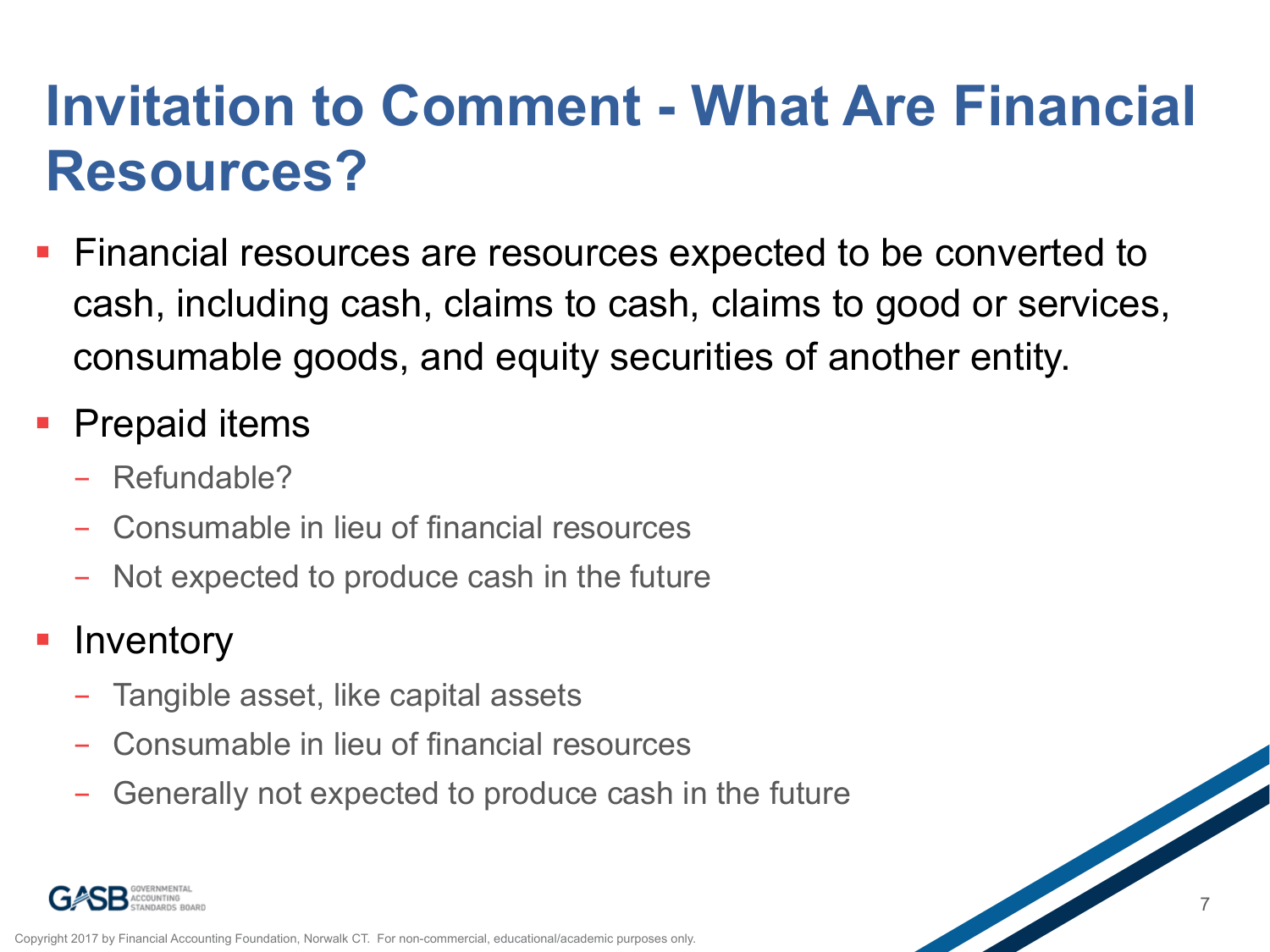# Invitation to Comment - What Are Financial Resources?

- Financial resources are resources expected to be converted to cash, including cash, claims to cash, claims to good or services, consumable goods, and equity securities of another entity.
- Prepaid items
  - Refundable?
  - Consumable in lieu of financial resources
  - Not expected to produce cash in the future
- Inventory
  - Tangible asset, like capital assets
  - Consumable in lieu of financial resources
  - Generally not expected to produce cash in the future

Copyright 2017 by Financial Accounting Foundation, Norwalk CT. For non-commercial, educational/academic purposes only.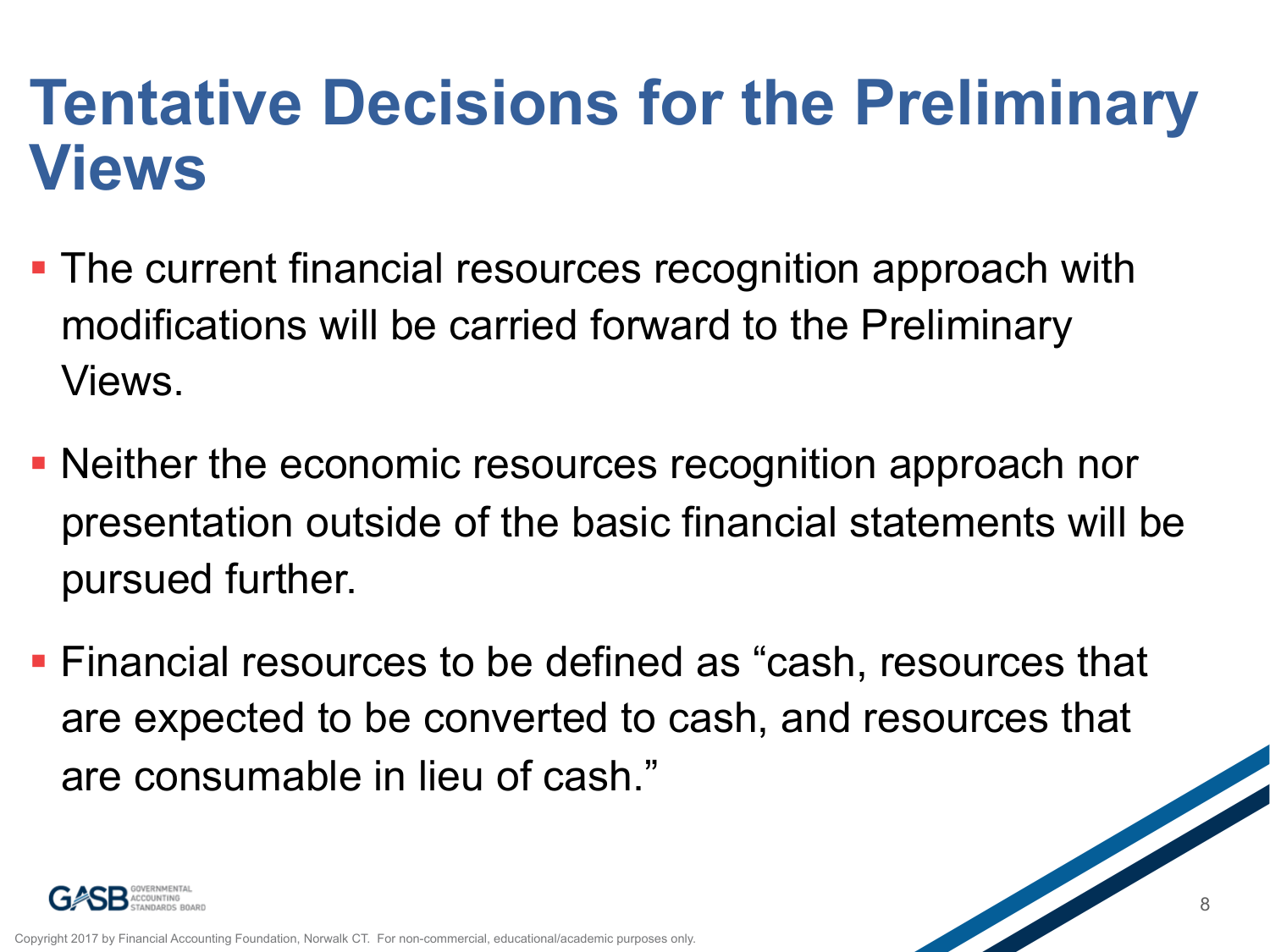# Tentative Decisions for the Preliminary Views

- The current financial resources recognition approach with modifications will be carried forward to the Preliminary Views.
- Neither the economic resources recognition approach nor presentation outside of the basic financial statements will be pursued further.
- Financial resources to be defined as "cash, resources that are expected to be converted to cash, and resources that are consumable in lieu of cash."

Copyright 2017 by Financial Accounting Foundation, Norwalk CT. For non-commercial, educational/academic purposes only.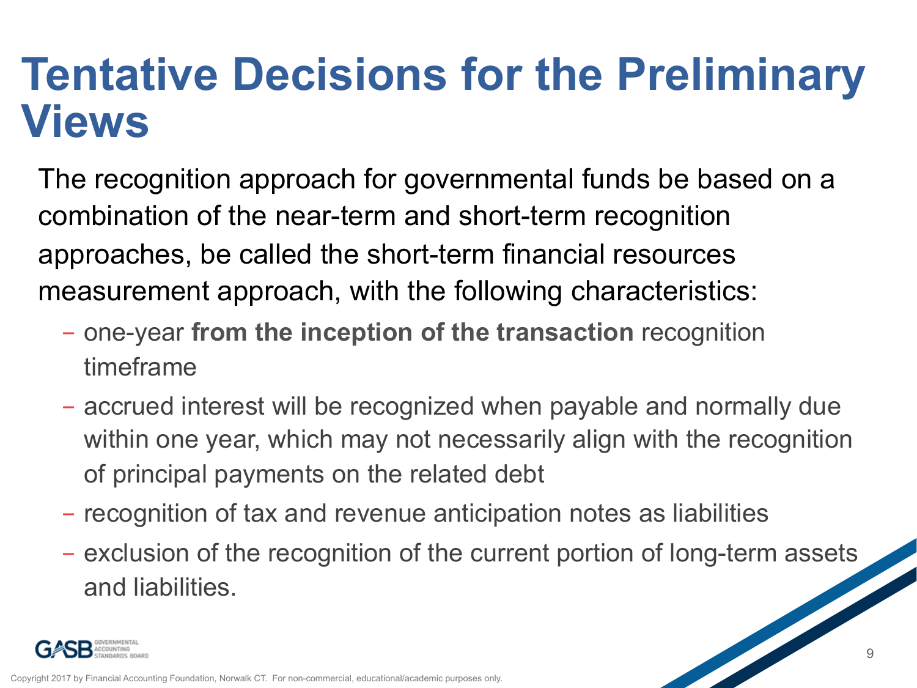# Tentative Decisions for the Preliminary Views

The recognition approach for governmental funds be based on a combination of the near-term and short-term recognition approaches, be called the short-term financial resources measurement approach, with the following characteristics:

- one-year **from the inception of the transaction** recognition timeframe
- accrued interest will be recognized when payable and normally due within one year, which may not necessarily align with the recognition of principal payments on the related debt
- recognition of tax and revenue anticipation notes as liabilities
- exclusion of the recognition of the current portion of long-term assets and liabilities.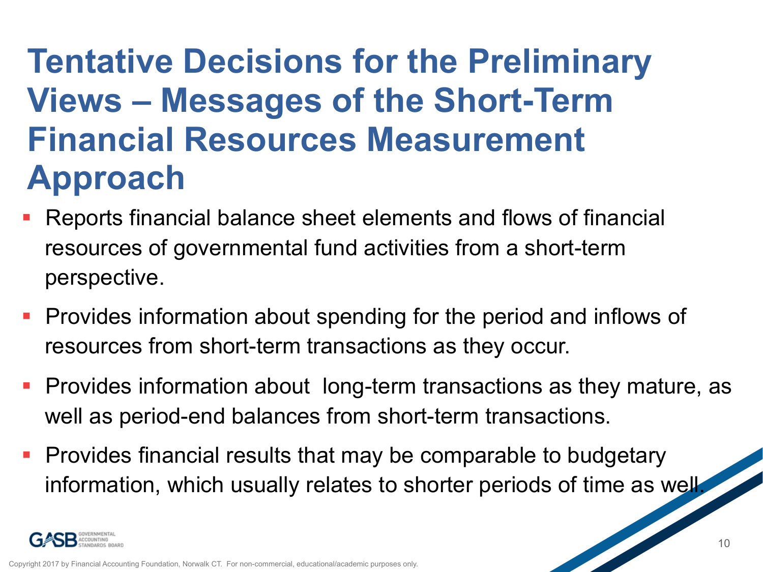# Tentative Decisions for the Preliminary Views – Messages of the Short-Term Financial Resources Measurement Approach

- Reports financial balance sheet elements and flows of financial resources of governmental fund activities from a short-term perspective.
- Provides information about spending for the period and inflows of resources from short-term transactions as they occur.
- Provides information about long-term transactions as they mature, as well as period-end balances from short-term transactions.
- Provides financial results that may be comparable to budgetary information, which usually relates to shorter periods of time as well.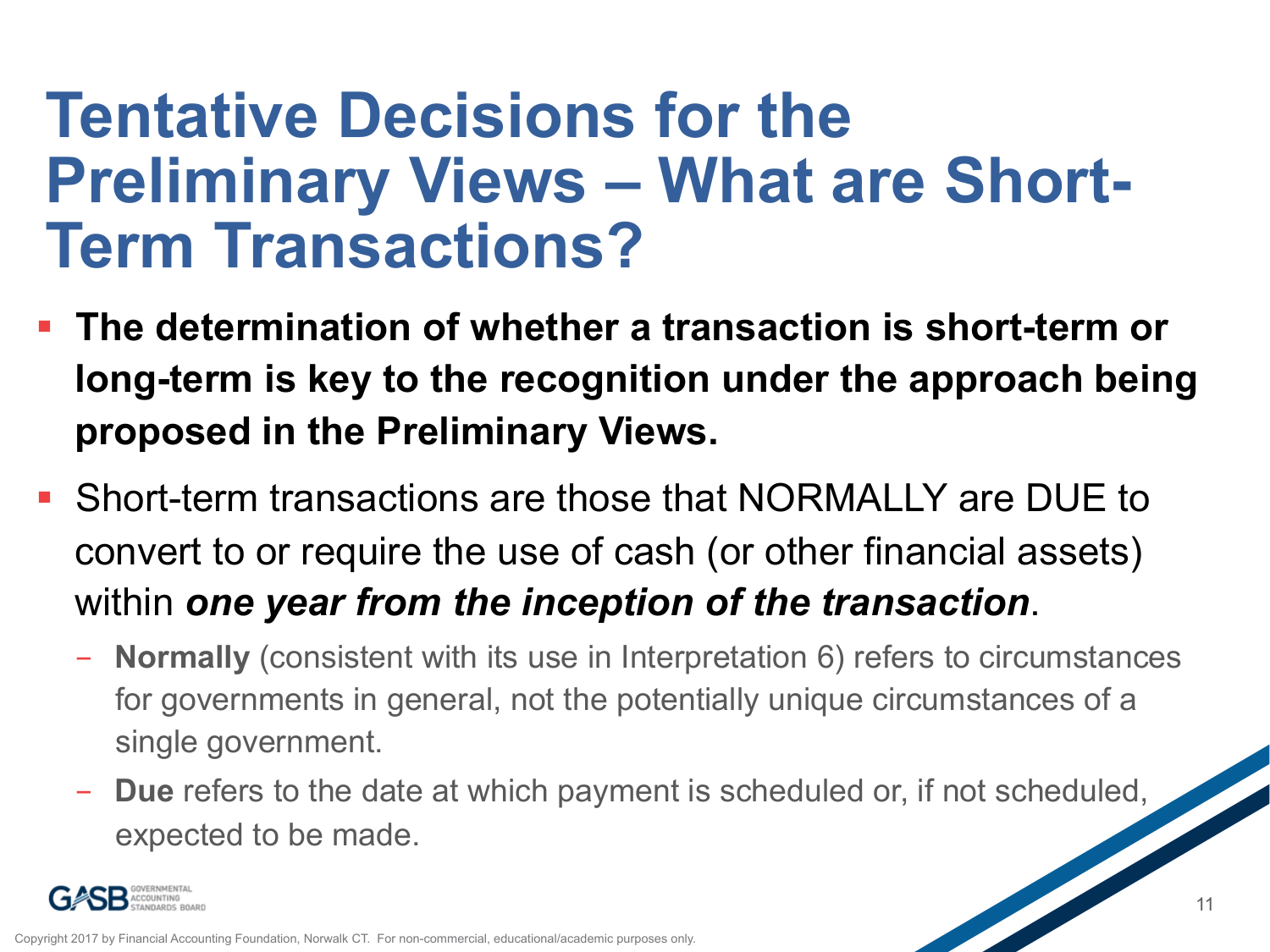# Tentative Decisions for the Preliminary Views – What are Short-Term Transactions?

- **The determination of whether a transaction is short-term or long-term is key to the recognition under the approach being proposed in the Preliminary Views.**
- Short-term transactions are those that NORMALLY are DUE to convert to or require the use of cash (or other financial assets) within ***one year from the inception of the transaction***.
  - **Normally** (consistent with its use in Interpretation 6) refers to circumstances for governments in general, not the potentially unique circumstances of a single government.
  - **Due** refers to the date at which payment is scheduled or, if not scheduled, expected to be made.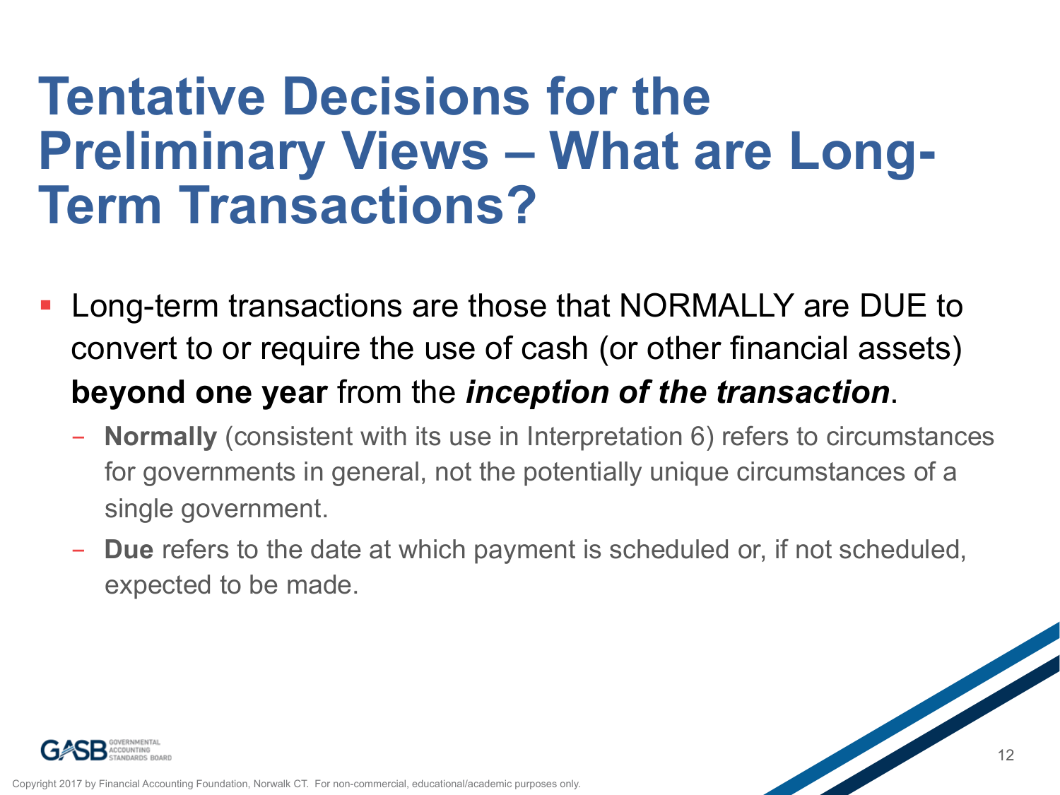# Tentative Decisions for the Preliminary Views – What are Long-Term Transactions?

- Long-term transactions are those that NORMALLY are DUE to convert to or require the use of cash (or other financial assets) **beyond one year** from the ***inception of the transaction***.
  - **Normally** (consistent with its use in Interpretation 6) refers to circumstances for governments in general, not the potentially unique circumstances of a single government.
  - **Due** refers to the date at which payment is scheduled or, if not scheduled, expected to be made.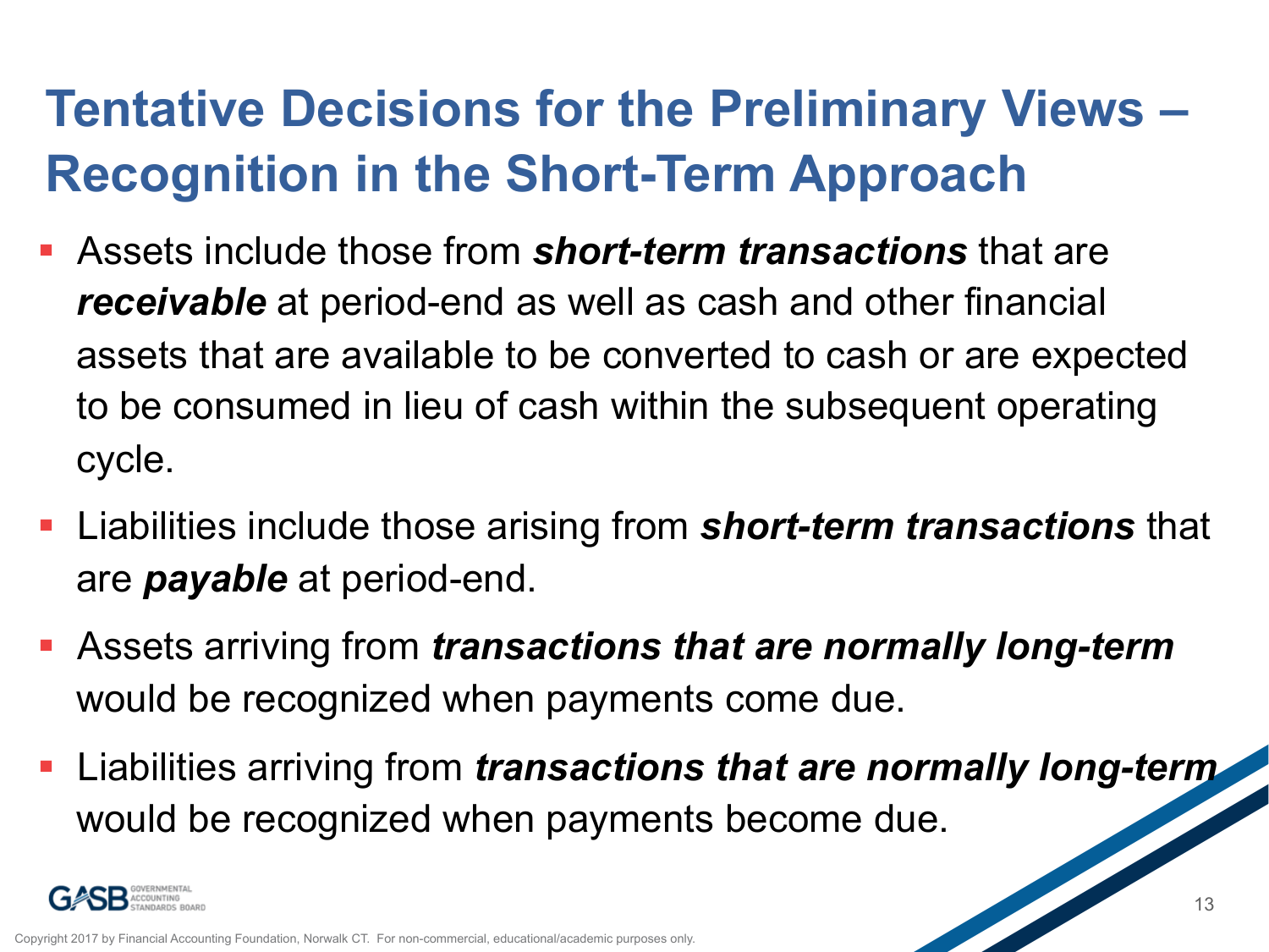# Tentative Decisions for the Preliminary Views – Recognition in the Short-Term Approach

- Assets include those from ***short-term transactions*** that are ***receivable*** at period-end as well as cash and other financial assets that are available to be converted to cash or are expected to be consumed in lieu of cash within the subsequent operating cycle.
- Liabilities include those arising from ***short-term transactions*** that are ***payable*** at period-end.
- Assets arriving from ***transactions that are normally long-term*** would be recognized when payments come due.
- Liabilities arriving from ***transactions that are normally long-term*** would be recognized when payments become due.

Copyright 2017 by Financial Accounting Foundation, Norwalk CT. For non-commercial, educational/academic purposes only.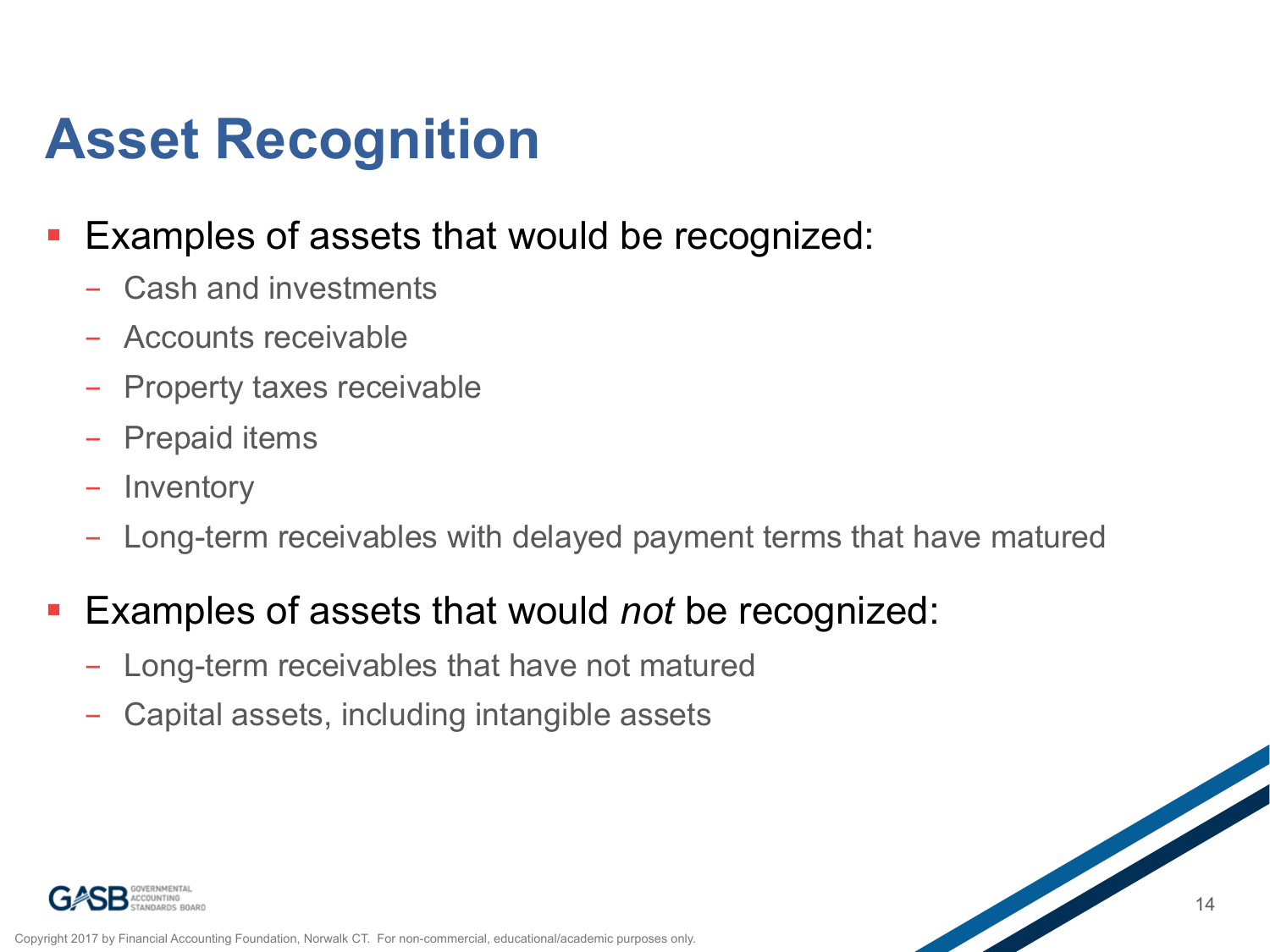# Asset Recognition

- Examples of assets that would be recognized:
  - Cash and investments
  - Accounts receivable
  - Property taxes receivable
  - Prepaid items
  - Inventory
  - Long-term receivables with delayed payment terms that have matured
- Examples of assets that would *not* be recognized:
  - Long-term receivables that have not matured
  - Capital assets, including intangible assets

Copyright 2017 by Financial Accounting Foundation, Norwalk CT. For non-commercial, educational/academic purposes only.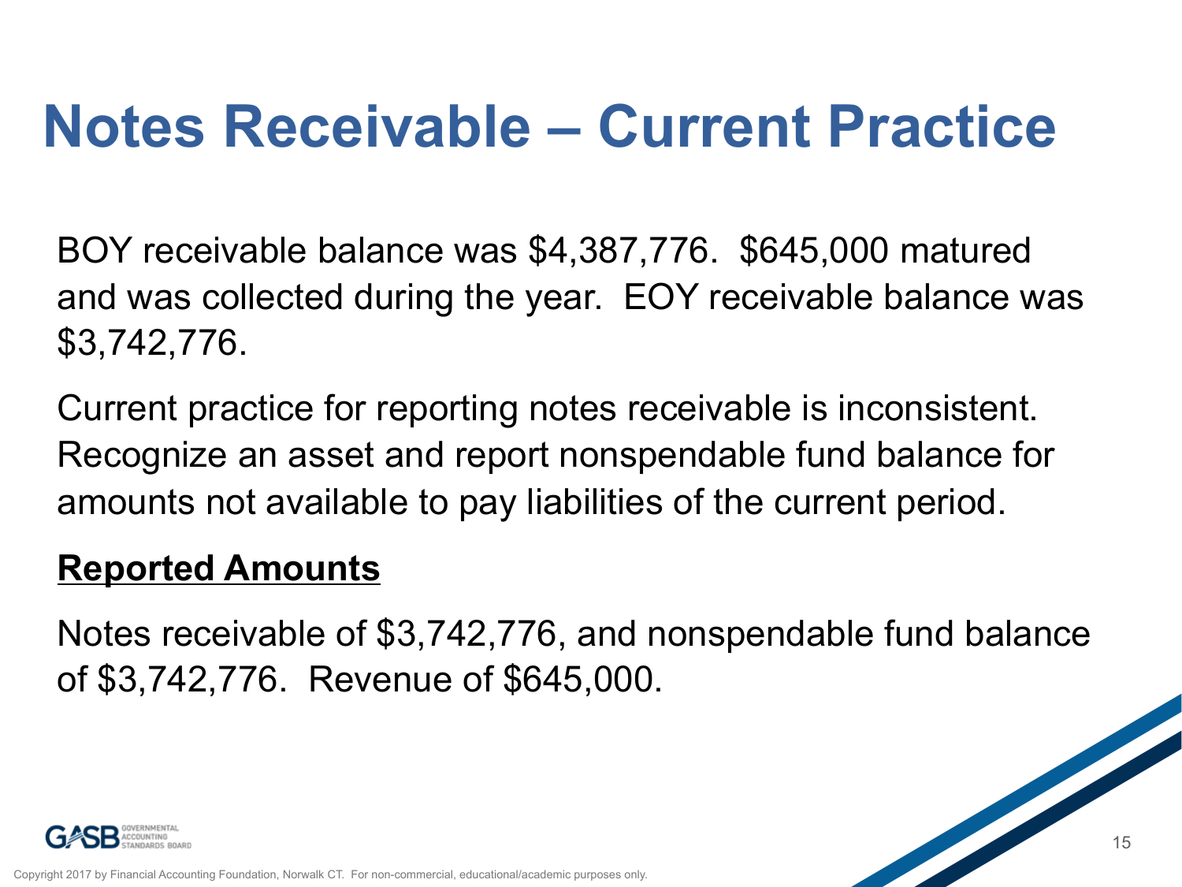# Notes Receivable – Current Practice

BOY receivable balance was $4,387,776.  $645,000 matured and was collected during the year.  EOY receivable balance was $3,742,776.

Current practice for reporting notes receivable is inconsistent. Recognize an asset and report nonspendable fund balance for amounts not available to pay liabilities of the current period.

**Reported Amounts**

Notes receivable of $3,742,776, and nonspendable fund balance of $3,742,776.  Revenue of $645,000.

Copyright 2017 by Financial Accounting Foundation, Norwalk CT.  For non-commercial, educational/academic purposes only.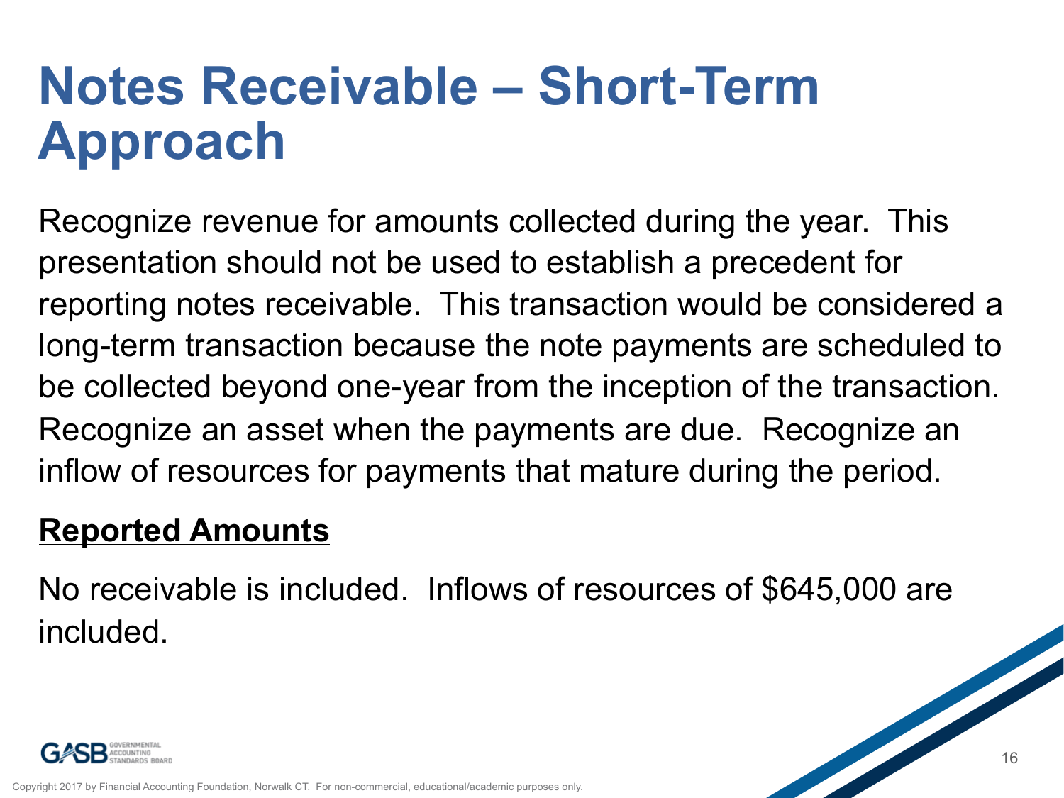# Notes Receivable – Short-Term Approach

Recognize revenue for amounts collected during the year. This presentation should not be used to establish a precedent for reporting notes receivable. This transaction would be considered a long-term transaction because the note payments are scheduled to be collected beyond one-year from the inception of the transaction. Recognize an asset when the payments are due. Recognize an inflow of resources for payments that mature during the period.

**Reported Amounts**

No receivable is included. Inflows of resources of $645,000 are included.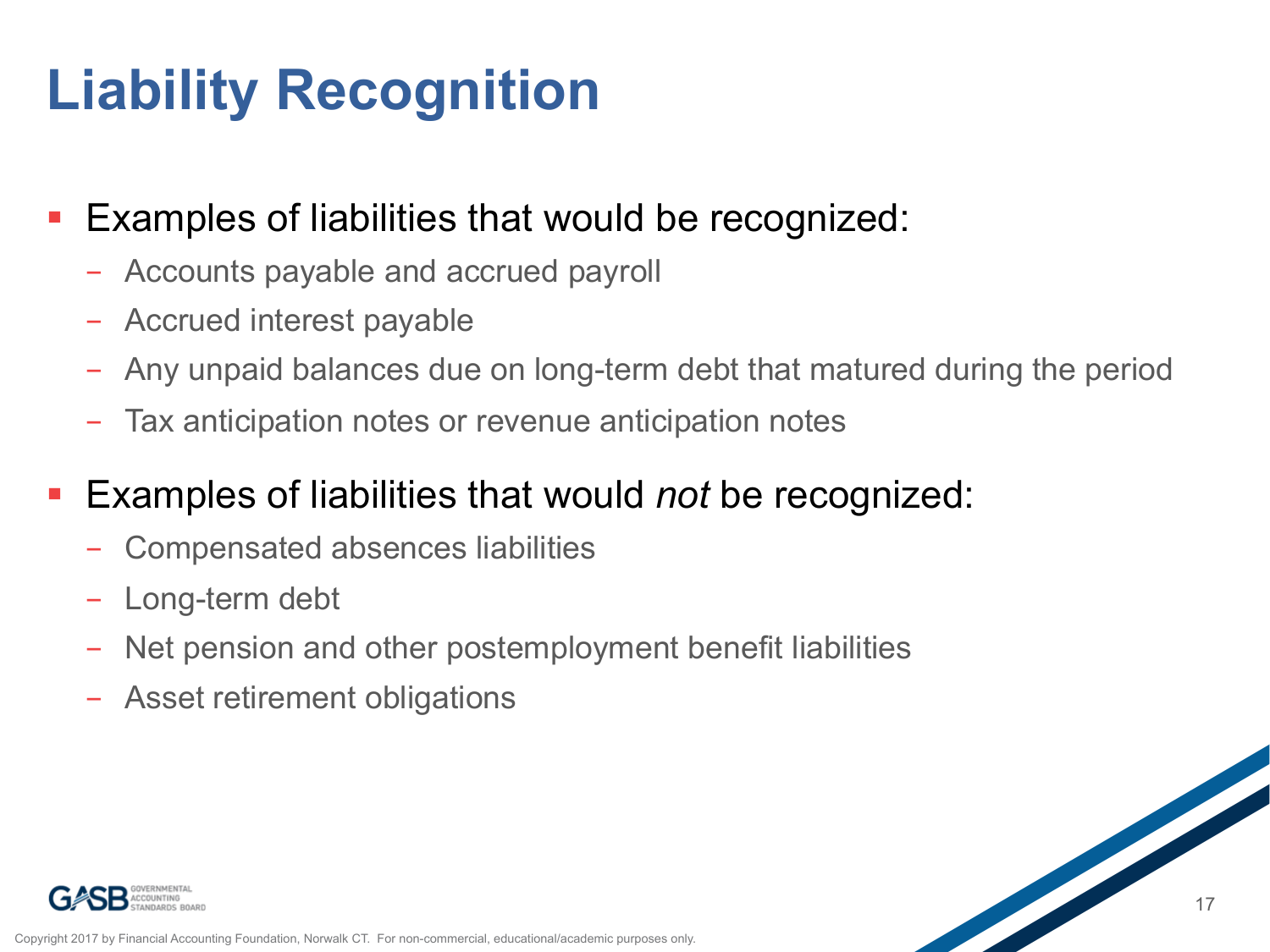# Liability Recognition

- Examples of liabilities that would be recognized:
  - Accounts payable and accrued payroll
  - Accrued interest payable
  - Any unpaid balances due on long-term debt that matured during the period
  - Tax anticipation notes or revenue anticipation notes
- Examples of liabilities that would *not* be recognized:
  - Compensated absences liabilities
  - Long-term debt
  - Net pension and other postemployment benefit liabilities
  - Asset retirement obligations

Copyright 2017 by Financial Accounting Foundation, Norwalk CT. For non-commercial, educational/academic purposes only.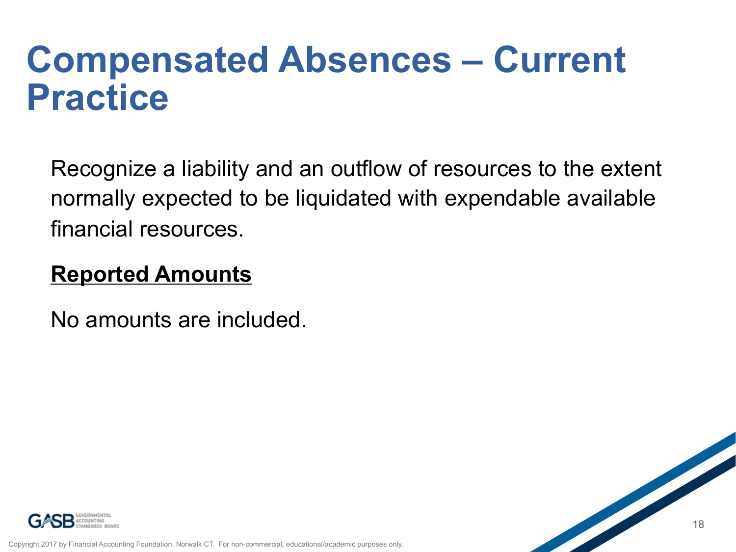# Compensated Absences – Current Practice

Recognize a liability and an outflow of resources to the extent normally expected to be liquidated with expendable available financial resources.

**Reported Amounts**

No amounts are included.

Copyright 2017 by Financial Accounting Foundation, Norwalk CT. For non-commercial, educational/academic purposes only.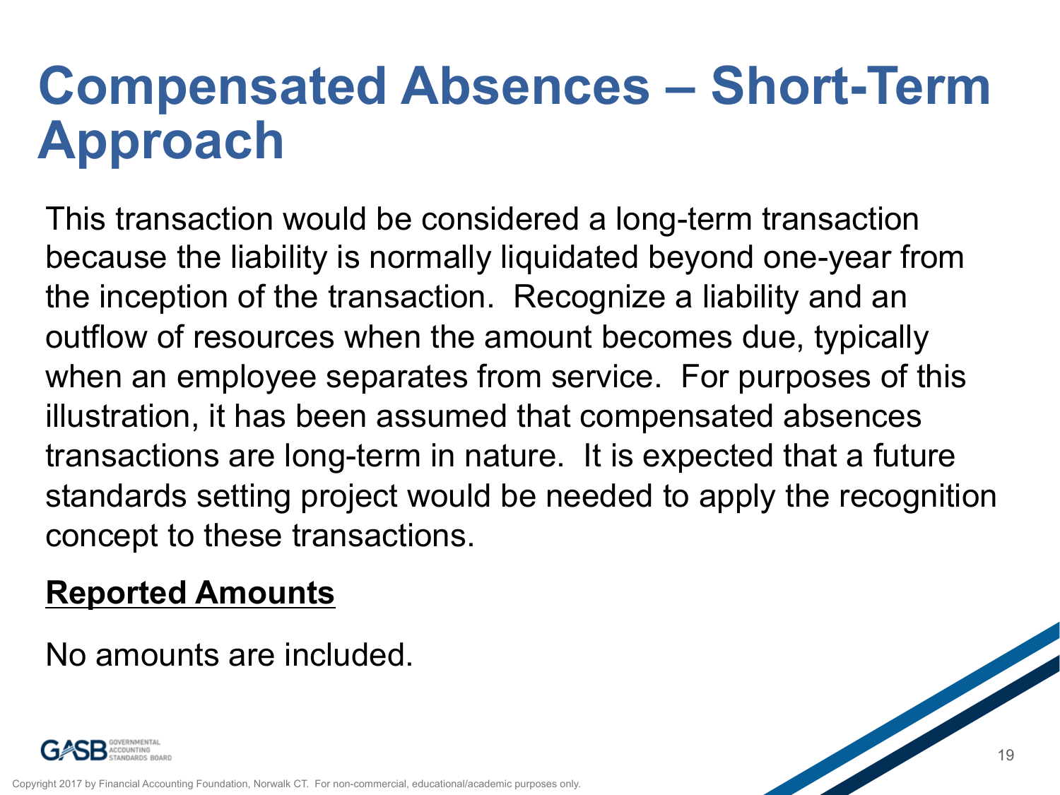# Compensated Absences – Short-Term Approach

This transaction would be considered a long-term transaction because the liability is normally liquidated beyond one-year from the inception of the transaction. Recognize a liability and an outflow of resources when the amount becomes due, typically when an employee separates from service. For purposes of this illustration, it has been assumed that compensated absences transactions are long-term in nature. It is expected that a future standards setting project would be needed to apply the recognition concept to these transactions.

**Reported Amounts**

No amounts are included.

Copyright 2017 by Financial Accounting Foundation, Norwalk CT. For non-commercial, educational/academic purposes only.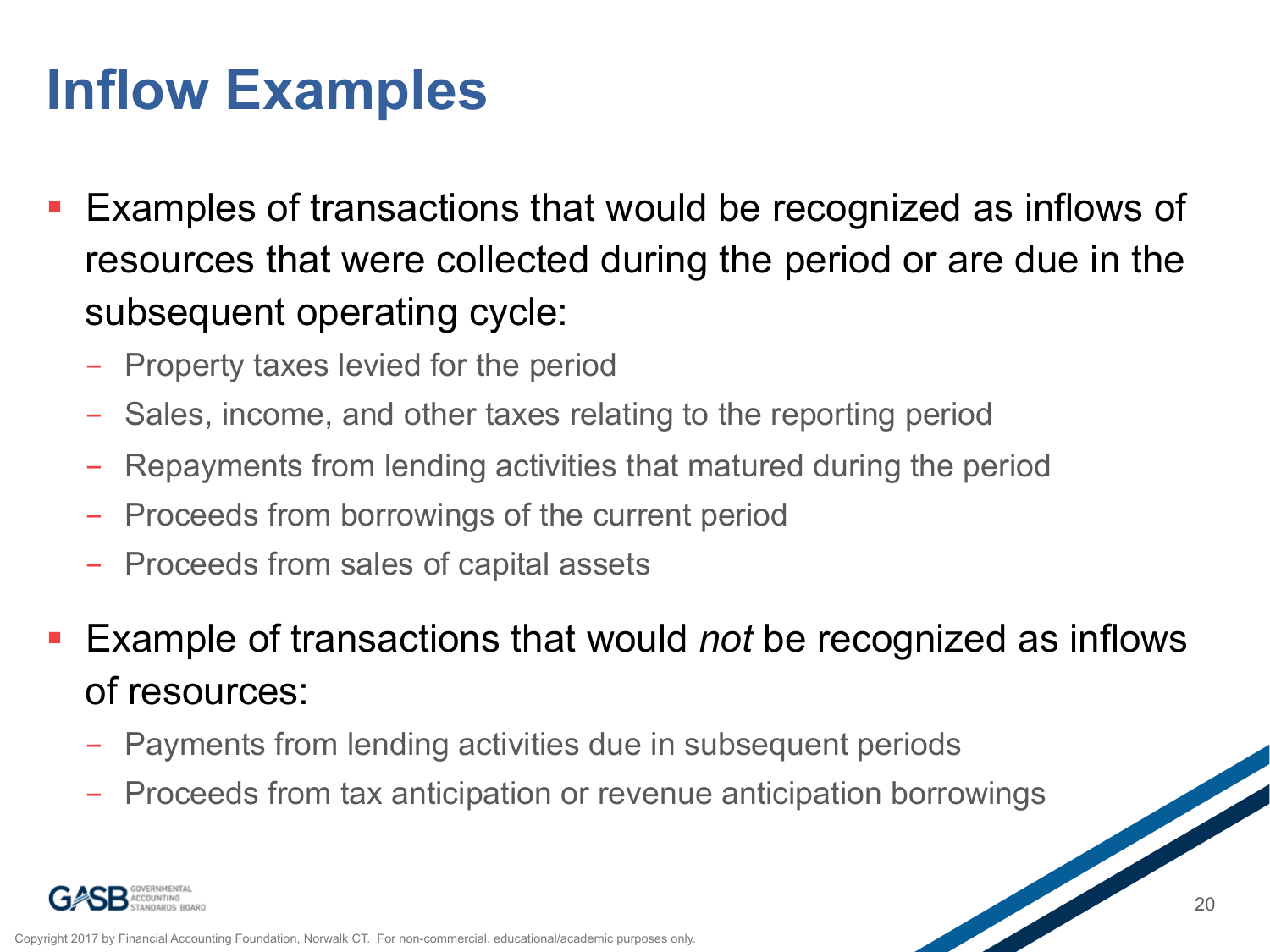# Inflow Examples

- Examples of transactions that would be recognized as inflows of resources that were collected during the period or are due in the subsequent operating cycle:
  - Property taxes levied for the period
  - Sales, income, and other taxes relating to the reporting period
  - Repayments from lending activities that matured during the period
  - Proceeds from borrowings of the current period
  - Proceeds from sales of capital assets
- Example of transactions that would *not* be recognized as inflows of resources:
  - Payments from lending activities due in subsequent periods
  - Proceeds from tax anticipation or revenue anticipation borrowings

Copyright 2017 by Financial Accounting Foundation, Norwalk CT. For non-commercial, educational/academic purposes only.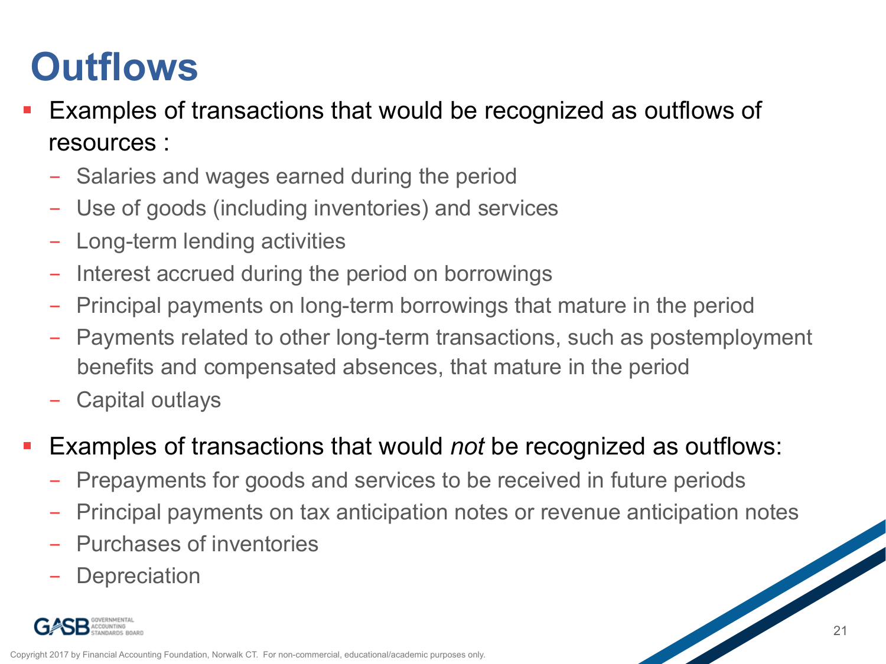# Outflows

- Examples of transactions that would be recognized as outflows of resources :
  - Salaries and wages earned during the period
  - Use of goods (including inventories) and services
  - Long-term lending activities
  - Interest accrued during the period on borrowings
  - Principal payments on long-term borrowings that mature in the period
  - Payments related to other long-term transactions, such as postemployment benefits and compensated absences, that mature in the period
  - Capital outlays
- Examples of transactions that would *not* be recognized as outflows:
  - Prepayments for goods and services to be received in future periods
  - Principal payments on tax anticipation notes or revenue anticipation notes
  - Purchases of inventories
  - Depreciation

Copyright 2017 by Financial Accounting Foundation, Norwalk CT. For non-commercial, educational/academic purposes only.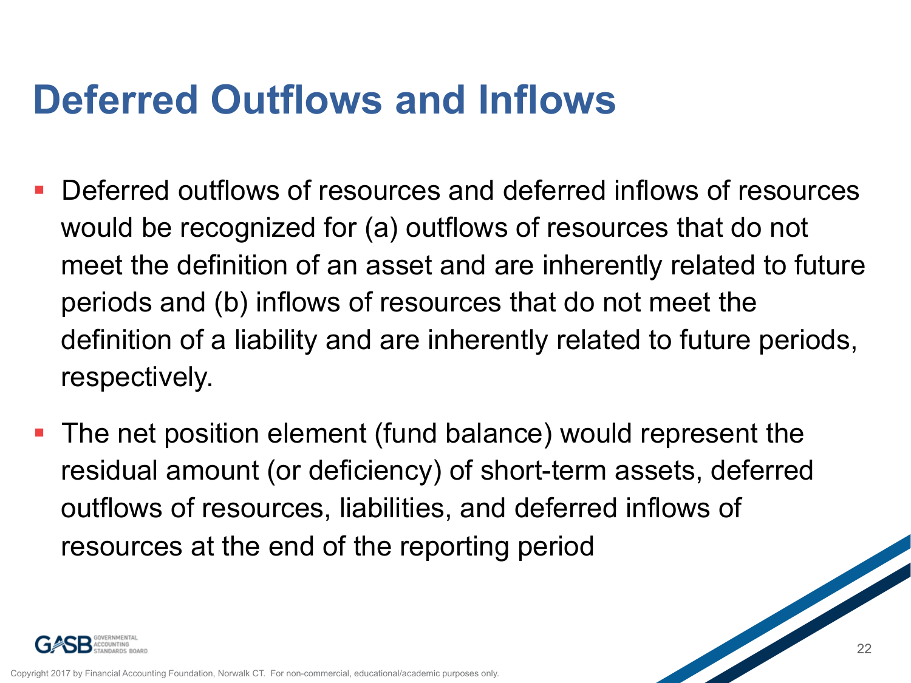# Deferred Outflows and Inflows

- Deferred outflows of resources and deferred inflows of resources would be recognized for (a) outflows of resources that do not meet the definition of an asset and are inherently related to future periods and (b) inflows of resources that do not meet the definition of a liability and are inherently related to future periods, respectively.
- The net position element (fund balance) would represent the residual amount (or deficiency) of short-term assets, deferred outflows of resources, liabilities, and deferred inflows of resources at the end of the reporting period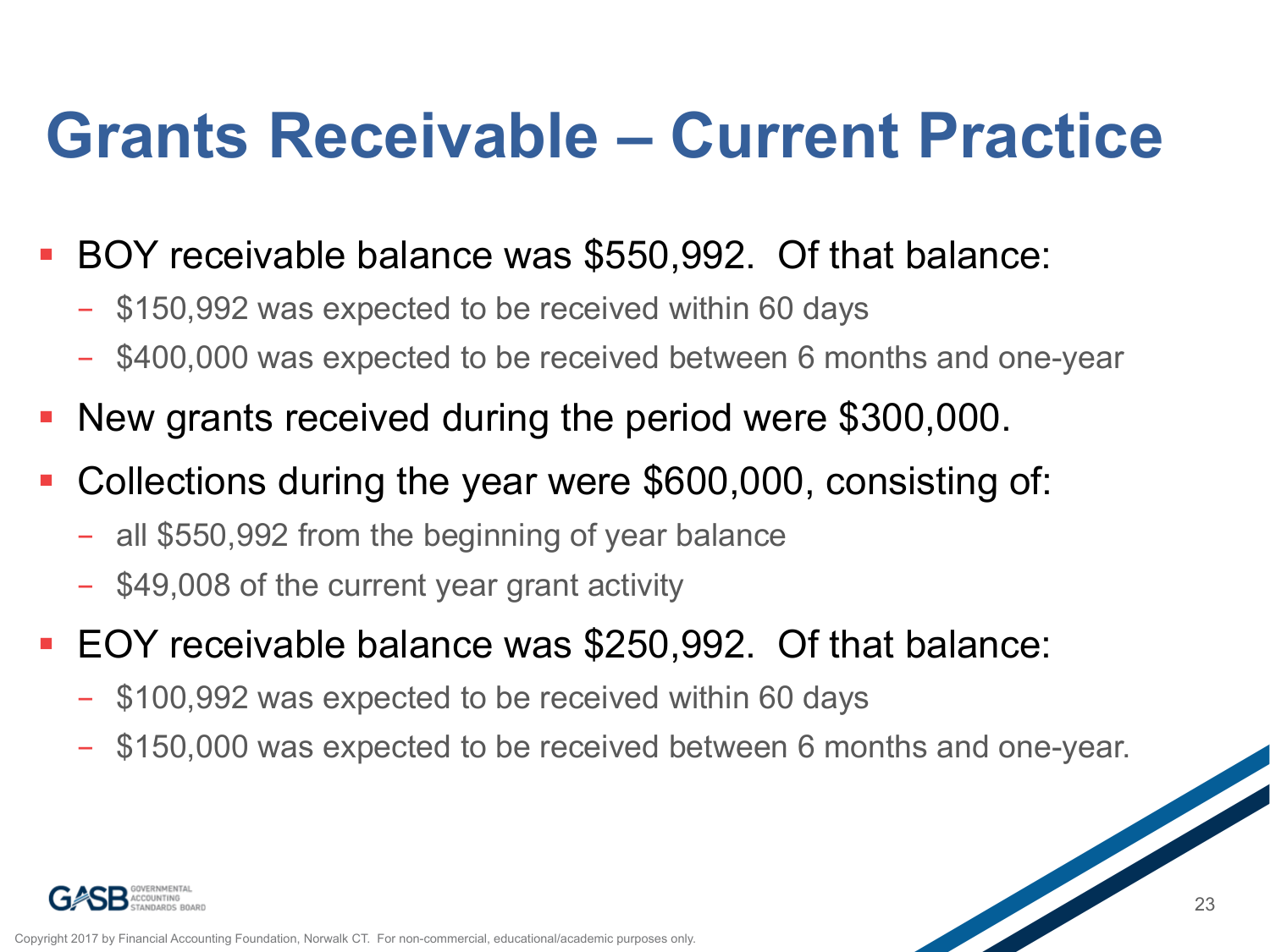# Grants Receivable – Current Practice

- BOY receivable balance was $550,992. Of that balance:
  - $150,992 was expected to be received within 60 days
  - $400,000 was expected to be received between 6 months and one-year
- New grants received during the period were $300,000.
- Collections during the year were $600,000, consisting of:
  - all $550,992 from the beginning of year balance
  - $49,008 of the current year grant activity
- EOY receivable balance was $250,992. Of that balance:
  - $100,992 was expected to be received within 60 days
  - $150,000 was expected to be received between 6 months and one-year.

Copyright 2017 by Financial Accounting Foundation, Norwalk CT. For non-commercial, educational/academic purposes only.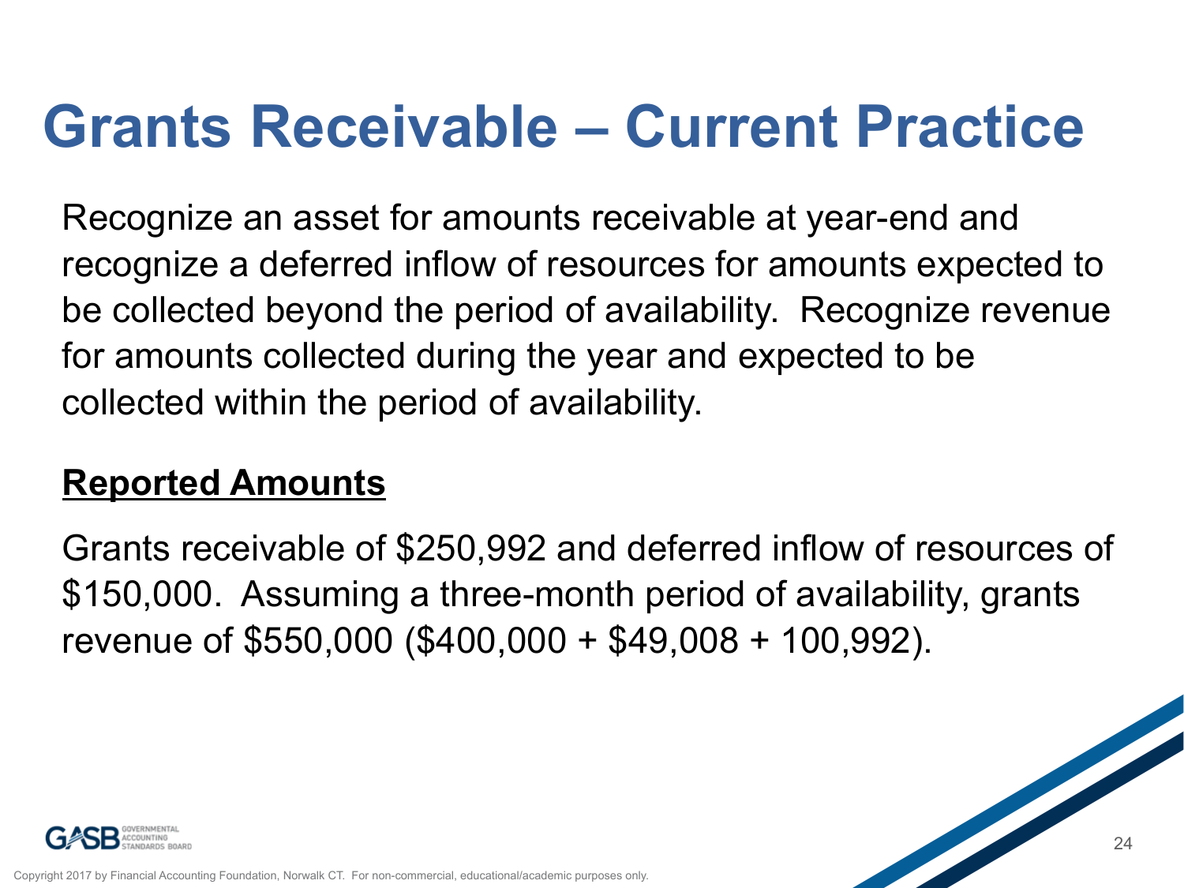# Grants Receivable – Current Practice

Recognize an asset for amounts receivable at year-end and recognize a deferred inflow of resources for amounts expected to be collected beyond the period of availability. Recognize revenue for amounts collected during the year and expected to be collected within the period of availability.

**Reported Amounts**

Grants receivable of $250,992 and deferred inflow of resources of $150,000. Assuming a three-month period of availability, grants revenue of $550,000 ($400,000 + $49,008 + 100,992).

Copyright 2017 by Financial Accounting Foundation, Norwalk CT. For non-commercial, educational/academic purposes only.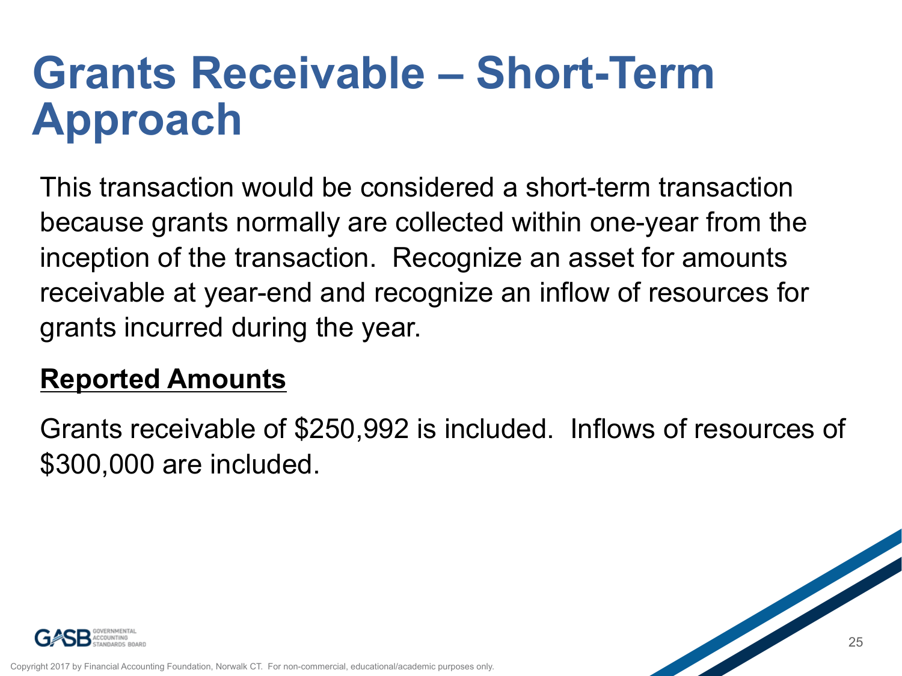# Grants Receivable – Short-Term Approach

This transaction would be considered a short-term transaction because grants normally are collected within one-year from the inception of the transaction. Recognize an asset for amounts receivable at year-end and recognize an inflow of resources for grants incurred during the year.

**Reported Amounts**

Grants receivable of $250,992 is included. Inflows of resources of $300,000 are included.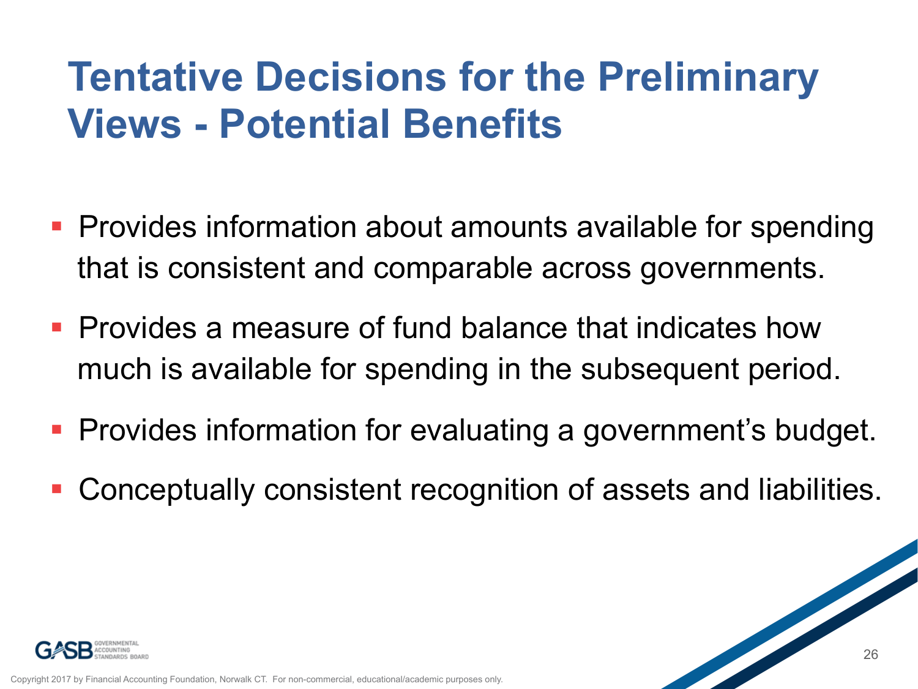# Tentative Decisions for the Preliminary Views - Potential Benefits

- Provides information about amounts available for spending that is consistent and comparable across governments.
- Provides a measure of fund balance that indicates how much is available for spending in the subsequent period.
- Provides information for evaluating a government's budget.
- Conceptually consistent recognition of assets and liabilities.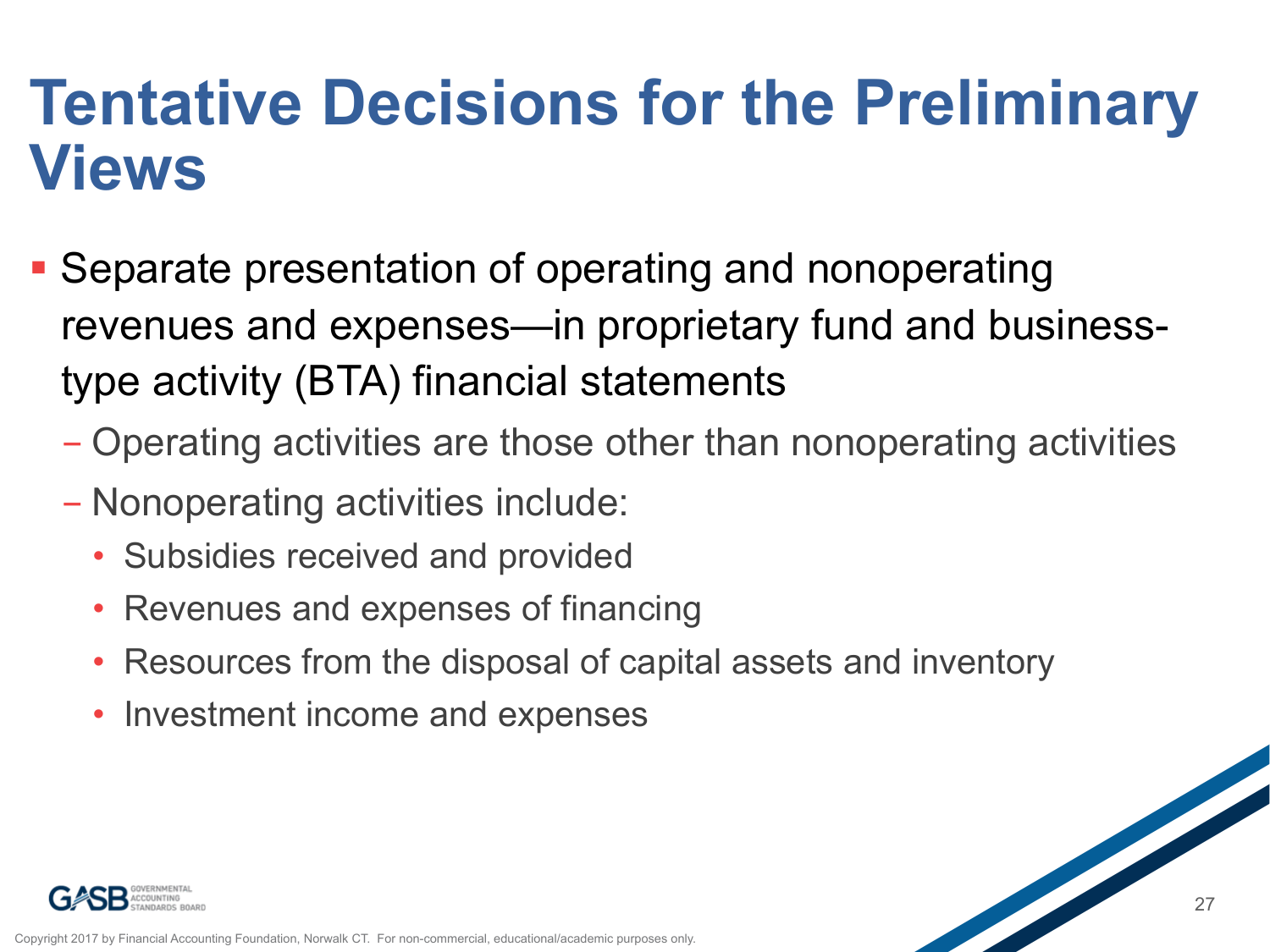# Tentative Decisions for the Preliminary Views

- Separate presentation of operating and nonoperating revenues and expenses—in proprietary fund and business-type activity (BTA) financial statements
  - Operating activities are those other than nonoperating activities
  - Nonoperating activities include:
    - Subsidies received and provided
    - Revenues and expenses of financing
    - Resources from the disposal of capital assets and inventory
    - Investment income and expenses

Copyright 2017 by Financial Accounting Foundation, Norwalk CT. For non-commercial, educational/academic purposes only.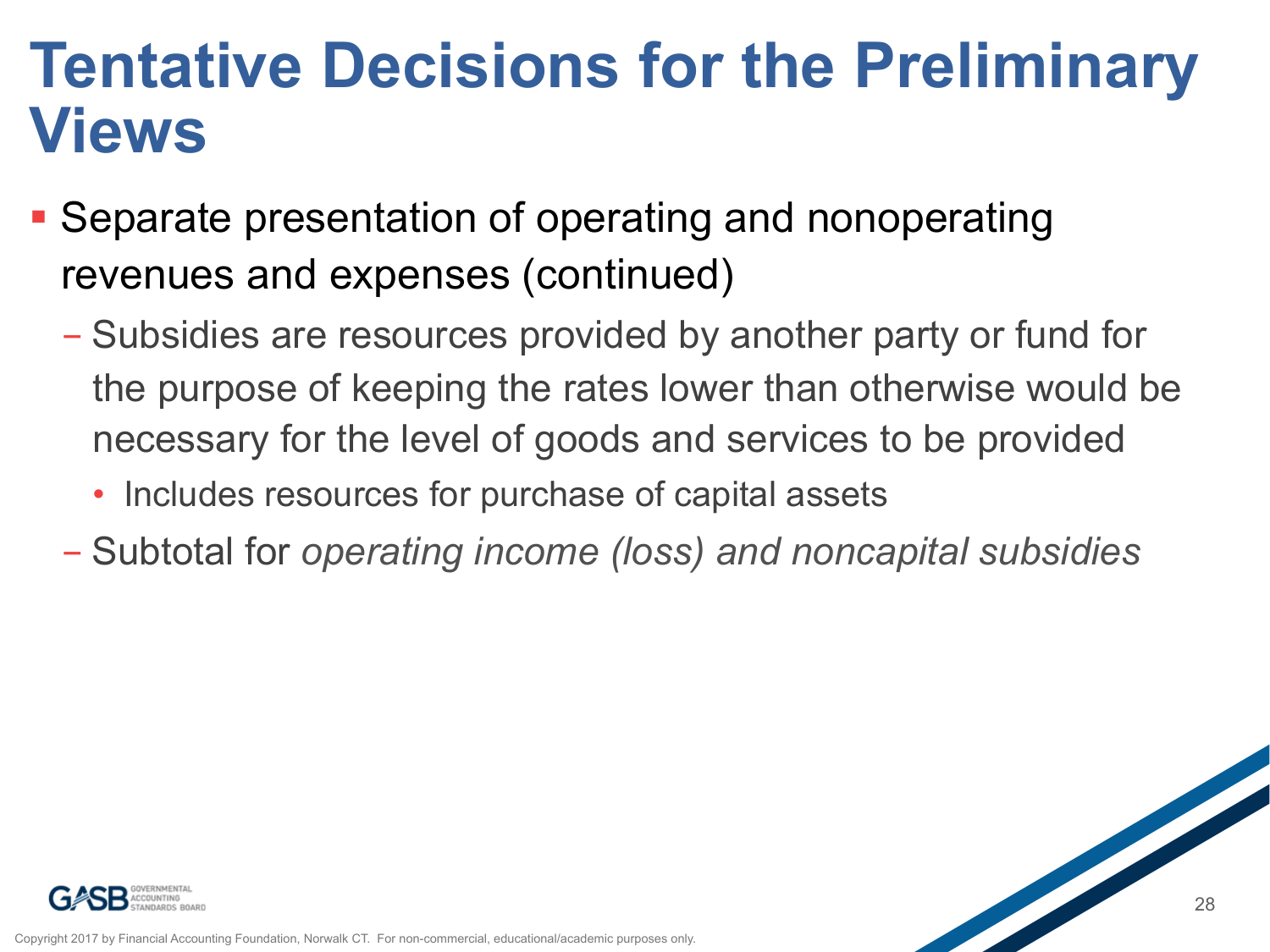# Tentative Decisions for the Preliminary Views

- Separate presentation of operating and nonoperating revenues and expenses (continued)
  - Subsidies are resources provided by another party or fund for the purpose of keeping the rates lower than otherwise would be necessary for the level of goods and services to be provided
    - Includes resources for purchase of capital assets
  - Subtotal for *operating income (loss) and noncapital subsidies*

Copyright 2017 by Financial Accounting Foundation, Norwalk CT. For non-commercial, educational/academic purposes only.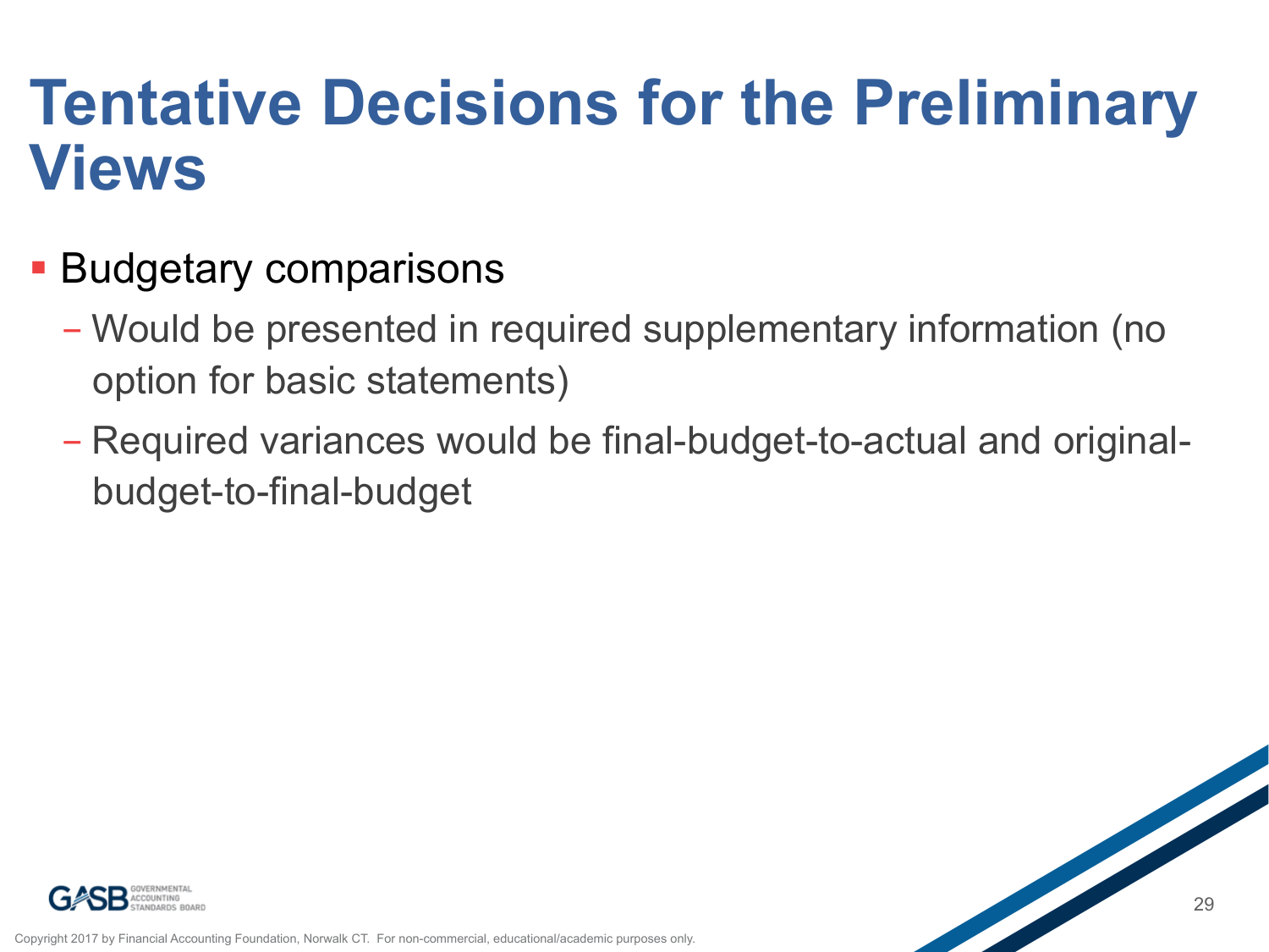# Tentative Decisions for the Preliminary Views

- Budgetary comparisons
  - Would be presented in required supplementary information (no option for basic statements)
  - Required variances would be final-budget-to-actual and original-budget-to-final-budget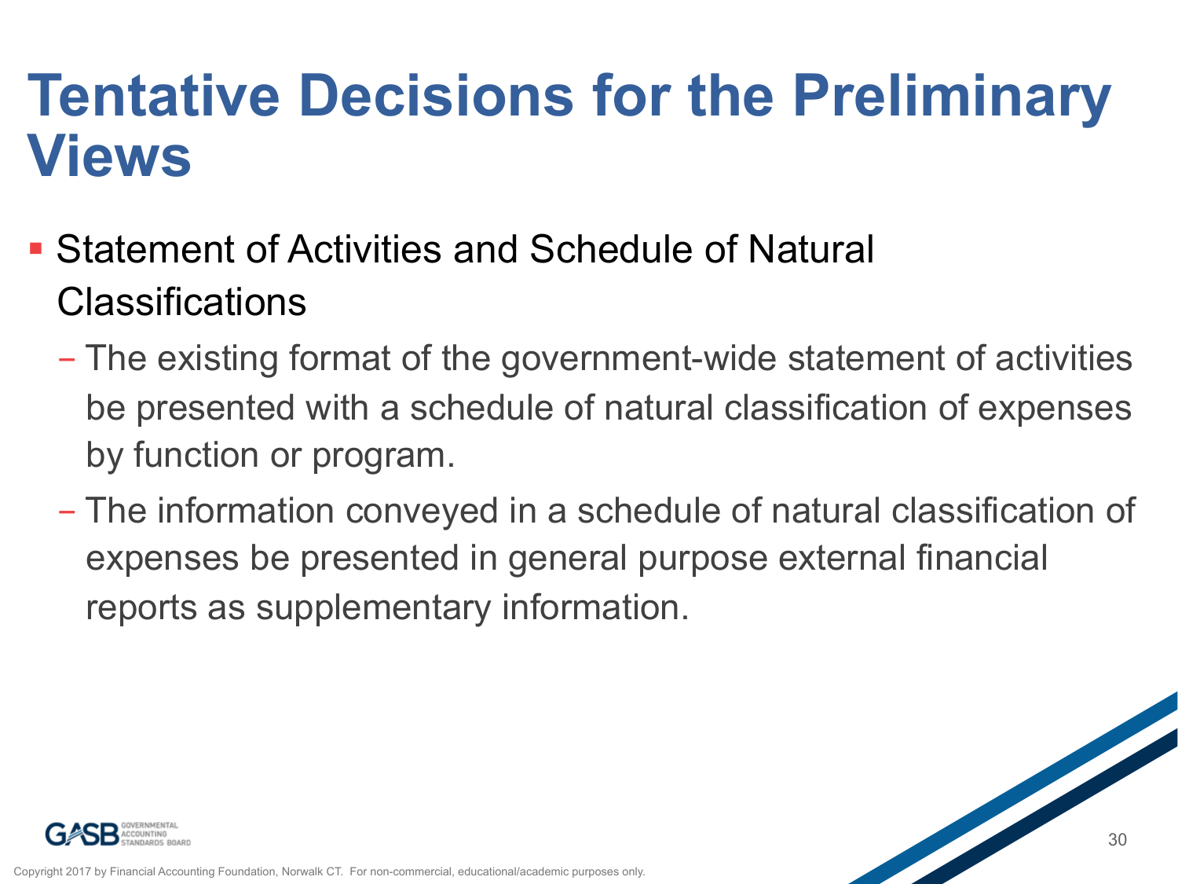# Tentative Decisions for the Preliminary Views

- Statement of Activities and Schedule of Natural Classifications
  - The existing format of the government-wide statement of activities be presented with a schedule of natural classification of expenses by function or program.
  - The information conveyed in a schedule of natural classification of expenses be presented in general purpose external financial reports as supplementary information.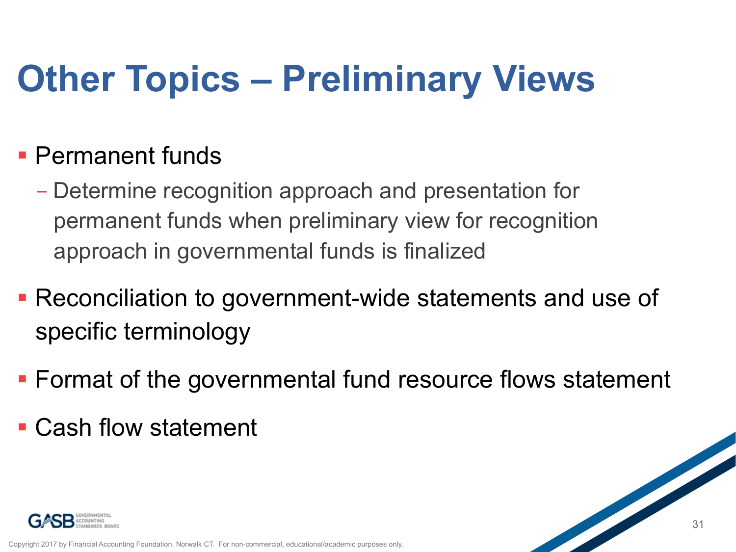# Other Topics – Preliminary Views

- Permanent funds
  - Determine recognition approach and presentation for permanent funds when preliminary view for recognition approach in governmental funds is finalized
- Reconciliation to government-wide statements and use of specific terminology
- Format of the governmental fund resource flows statement
- Cash flow statement

Copyright 2017 by Financial Accounting Foundation, Norwalk CT. For non-commercial, educational/academic purposes only.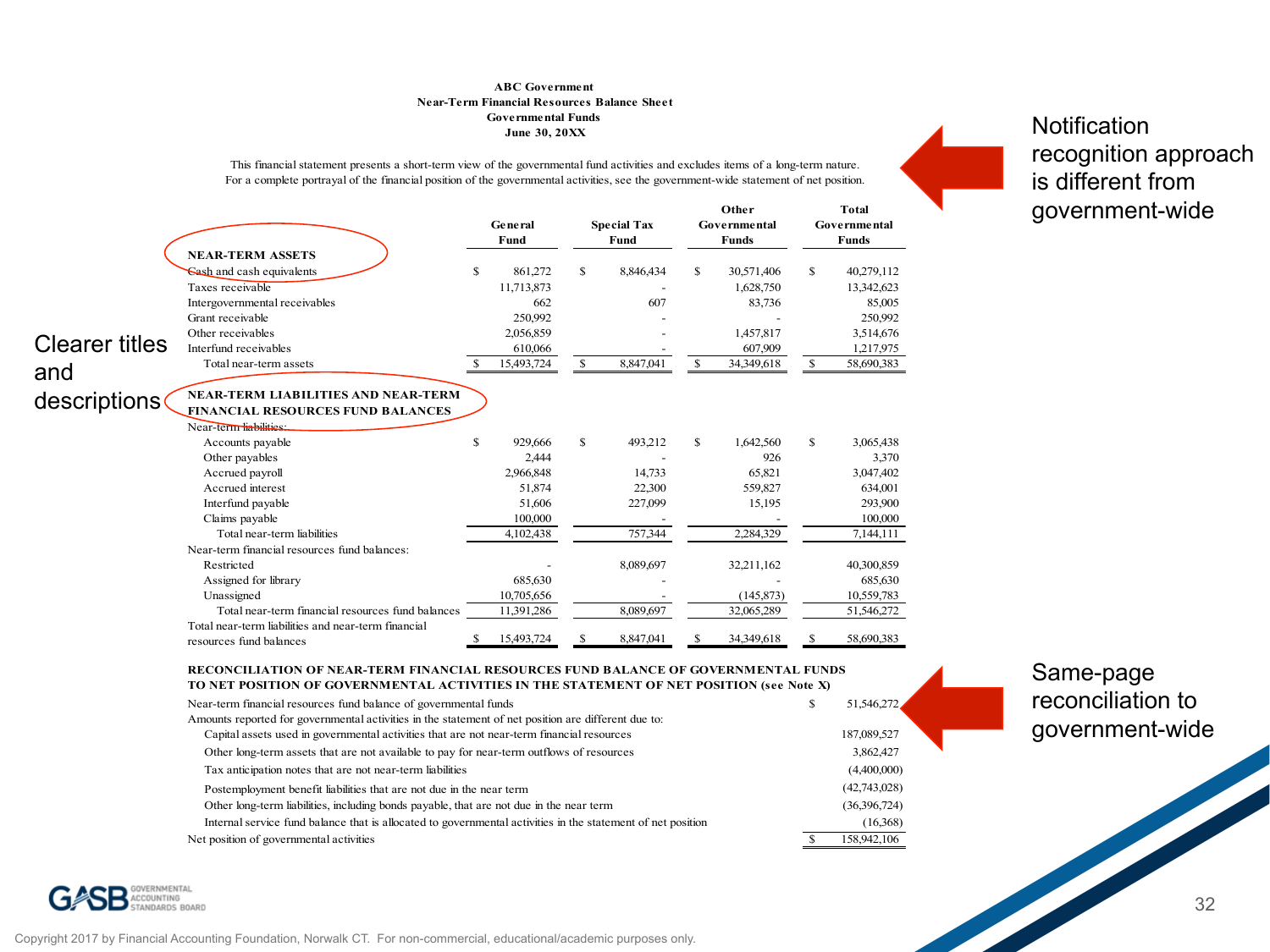**ABC Government**
**Near-Term Financial Resources Balance Sheet**
**Governmental Funds**
**June 30, 20XX**

This financial statement presents a short-term view of the governmental fund activities and excludes items of a long-term nature. For a complete portrayal of the financial position of the governmental activities, see the government-wide statement of net position.

Notification recognition approach is different from government-wide

Clearer titles and descriptions

| | General Fund | Special Tax Fund | Other Governmental Funds | Total Governmental Funds |
|---|---|---|---|---|
| **NEAR-TERM ASSETS** | | | | |
| Cash and cash equivalents | $ 861,272 | $ 8,846,434 | $ 30,571,406 | $ 40,279,112 |
| Taxes receivable | 11,713,873 | - | 1,628,750 | 13,342,623 |
| Intergovernmental receivables | 662 | 607 | 83,736 | 85,005 |
| Grant receivable | 250,992 | - | - | 250,992 |
| Other receivables | 2,056,859 | - | 1,457,817 | 3,514,676 |
| Interfund receivables | 610,066 | - | 607,909 | 1,217,975 |
| Total near-term assets | $ 15,493,724 | $ 8,847,041 | $ 34,349,618 | $ 58,690,383 |
| **NEAR-TERM LIABILITIES AND NEAR-TERM FINANCIAL RESOURCES FUND BALANCES** | | | | |
| Near-term liabilities: | | | | |
| Accounts payable | $ 929,666 | $ 493,212 | $ 1,642,560 | $ 3,065,438 |
| Other payables | 2,444 | - | 926 | 3,370 |
| Accrued payroll | 2,966,848 | 14,733 | 65,821 | 3,047,402 |
| Accrued interest | 51,874 | 22,300 | 559,827 | 634,001 |
| Interfund payable | 51,606 | 227,099 | 15,195 | 293,900 |
| Claims payable | 100,000 | - | - | 100,000 |
| Total near-term liabilities | 4,102,438 | 757,344 | 2,284,329 | 7,144,111 |
| Near-term financial resources fund balances: | | | | |
| Restricted | - | 8,089,697 | 32,211,162 | 40,300,859 |
| Assigned for library | 685,630 | - | - | 685,630 |
| Unassigned | 10,705,656 | - | (145,873) | 10,559,783 |
| Total near-term financial resources fund balances | 11,391,286 | 8,089,697 | 32,065,289 | 51,546,272 |
| Total near-term liabilities and near-term financial resources fund balances | $ 15,493,724 | $ 8,847,041 | $ 34,349,618 | $ 58,690,383 |

**RECONCILIATION OF NEAR-TERM FINANCIAL RESOURCES FUND BALANCE OF GOVERNMENTAL FUNDS TO NET POSITION OF GOVERNMENTAL ACTIVITIES IN THE STATEMENT OF NET POSITION (see Note X)**

| | |
|---|---|
| Near-term financial resources fund balance of governmental funds | $ 51,546,272 |
| Amounts reported for governmental activities in the statement of net position are different due to: | |
| Capital assets used in governmental activities that are not near-term financial resources | 187,089,527 |
| Other long-term assets that are not available to pay for near-term outflows of resources | 3,862,427 |
| Tax anticipation notes that are not near-term liabilities | (4,400,000) |
| Postemployment benefit liabilities that are not due in the near term | (42,743,028) |
| Other long-term liabilities, including bonds payable, that are not due in the near term | (36,396,724) |
| Internal service fund balance that is allocated to governmental activities in the statement of net position | (16,368) |
| Net position of governmental activities | $ 158,942,106 |

Same-page reconciliation to government-wide

Copyright 2017 by Financial Accounting Foundation, Norwalk CT. For non-commercial, educational/academic purposes only.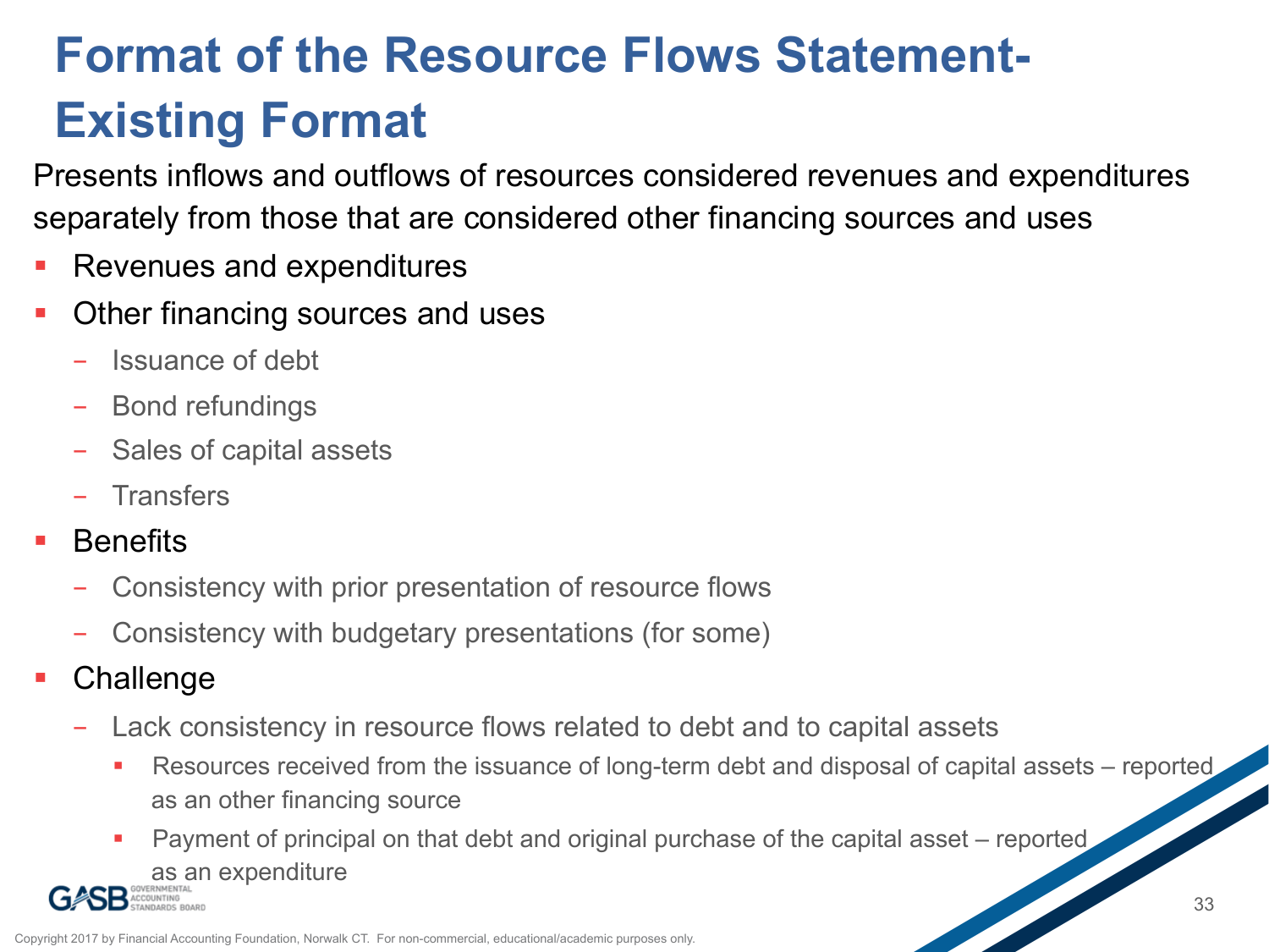# Format of the Resource Flows Statement- Existing Format

Presents inflows and outflows of resources considered revenues and expenditures separately from those that are considered other financing sources and uses

- Revenues and expenditures
- Other financing sources and uses
  - Issuance of debt
  - Bond refundings
  - Sales of capital assets
  - Transfers
- Benefits
  - Consistency with prior presentation of resource flows
  - Consistency with budgetary presentations (for some)
- Challenge
  - Lack consistency in resource flows related to debt and to capital assets
    - Resources received from the issuance of long-term debt and disposal of capital assets – reported as an other financing source
    - Payment of principal on that debt and original purchase of the capital asset – reported as an expenditure

Copyright 2017 by Financial Accounting Foundation, Norwalk CT. For non-commercial, educational/academic purposes only.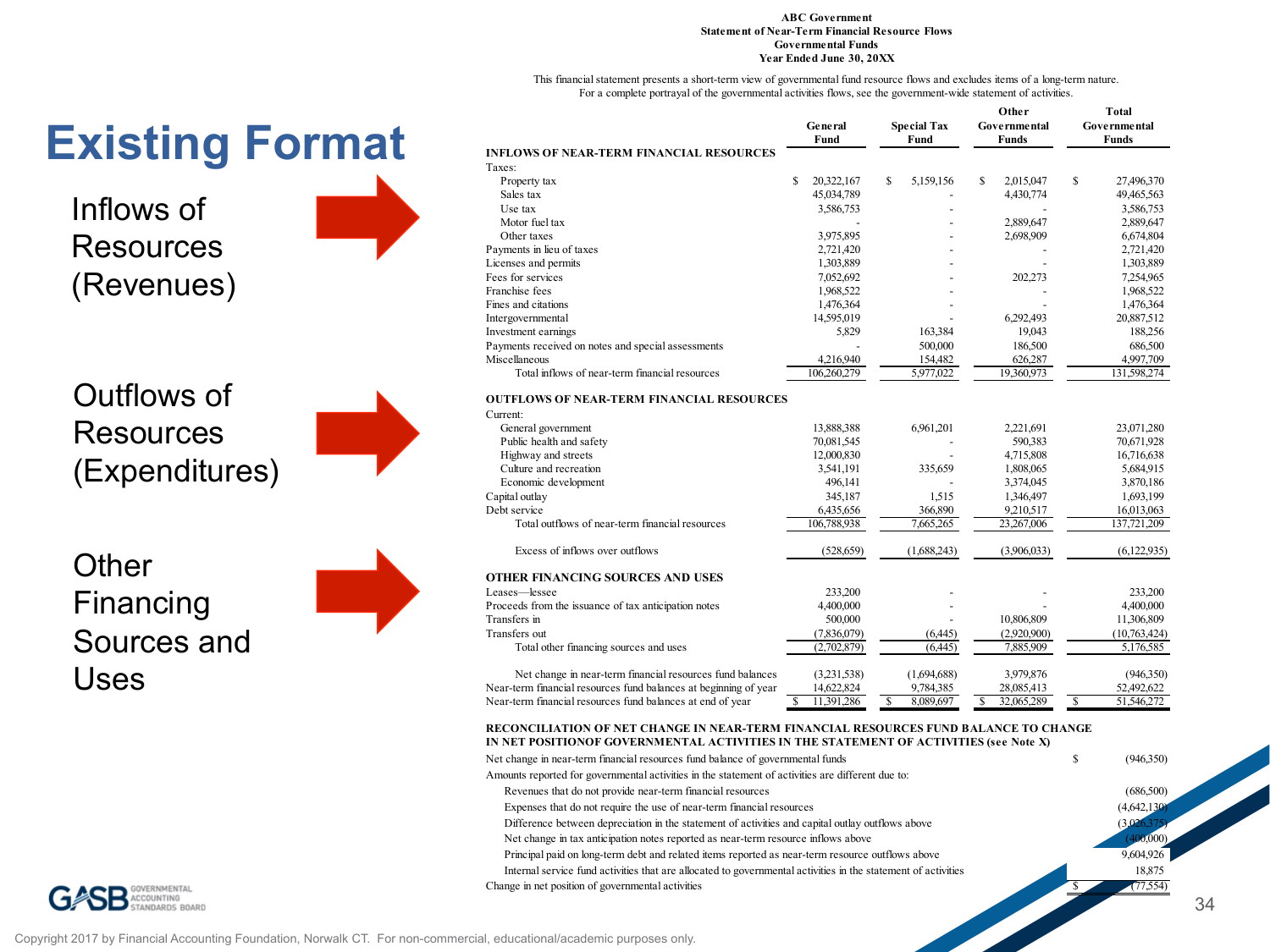# Existing Format

Inflows of Resources (Revenues)

Outflows of Resources (Expenditures)

Other Financing Sources and Uses

**ABC Government**
**Statement of Near-Term Financial Resource Flows**
**Governmental Funds**
**Year Ended June 30, 20XX**

This financial statement presents a short-term view of governmental fund resource flows and excludes items of a long-term nature. For a complete portrayal of the governmental activities flows, see the government-wide statement of activities.

| | General Fund | Special Tax Fund | Other Governmental Funds | Total Governmental Funds |
|---|---|---|---|---|
| **INFLOWS OF NEAR-TERM FINANCIAL RESOURCES** | | | | |
| Taxes: | | | | |
| Property tax | $ 20,322,167 | $ 5,159,156 | $ 2,015,047 | $ 27,496,370 |
| Sales tax | 45,034,789 | - | 4,430,774 | 49,465,563 |
| Use tax | 3,586,753 | - | - | 3,586,753 |
| Motor fuel tax | - | - | 2,889,647 | 2,889,647 |
| Other taxes | 3,975,895 | - | 2,698,909 | 6,674,804 |
| Payments in lieu of taxes | 2,721,420 | - | - | 2,721,420 |
| Licenses and permits | 1,303,889 | - | - | 1,303,889 |
| Fees for services | 7,052,692 | - | 202,273 | 7,254,965 |
| Franchise fees | 1,968,522 | - | - | 1,968,522 |
| Fines and citations | 1,476,364 | - | - | 1,476,364 |
| Intergovernmental | 14,595,019 | - | 6,292,493 | 20,887,512 |
| Investment earnings | 5,829 | 163,384 | 19,043 | 188,256 |
| Payments received on notes and special assessments | - | 500,000 | 186,500 | 686,500 |
| Miscellaneous | 4,216,940 | 154,482 | 626,287 | 4,997,709 |
| Total inflows of near-term financial resources | 106,260,279 | 5,977,022 | 19,360,973 | 131,598,274 |
| **OUTFLOWS OF NEAR-TERM FINANCIAL RESOURCES** | | | | |
| Current: | | | | |
| General government | 13,888,388 | 6,961,201 | 2,221,691 | 23,071,280 |
| Public health and safety | 70,081,545 | - | 590,383 | 70,671,928 |
| Highway and streets | 12,000,830 | - | 4,715,808 | 16,716,638 |
| Culture and recreation | 3,541,191 | 335,659 | 1,808,065 | 5,684,915 |
| Economic development | 496,141 | - | 3,374,045 | 3,870,186 |
| Capital outlay | 345,187 | 1,515 | 1,346,497 | 1,693,199 |
| Debt service | 6,435,656 | 366,890 | 9,210,517 | 16,013,063 |
| Total outflows of near-term financial resources | 106,788,938 | 7,665,265 | 23,267,006 | 137,721,209 |
| Excess of inflows over outflows | (528,659) | (1,688,243) | (3,906,033) | (6,122,935) |
| **OTHER FINANCING SOURCES AND USES** | | | | |
| Leases—lessee | 233,200 | - | - | 233,200 |
| Proceeds from the issuance of tax anticipation notes | 4,400,000 | - | - | 4,400,000 |
| Transfers in | 500,000 | - | 10,806,809 | 11,306,809 |
| Transfers out | (7,836,079) | (6,445) | (2,920,900) | (10,763,424) |
| Total other financing sources and uses | (2,702,879) | (6,445) | 7,885,909 | 5,176,585 |
| Net change in near-term financial resources fund balances | (3,231,538) | (1,694,688) | 3,979,876 | (946,350) |
| Near-term financial resources fund balances at beginning of year | 14,622,824 | 9,784,385 | 28,085,413 | 52,492,622 |
| Near-term financial resources fund balances at end of year | $ 11,391,286 | $ 8,089,697 | $ 32,065,289 | $ 51,546,272 |

**RECONCILIATION OF NET CHANGE IN NEAR-TERM FINANCIAL RESOURCES FUND BALANCE TO CHANGE IN NET POSITIONOF GOVERNMENTAL ACTIVITIES IN THE STATEMENT OF ACTIVITIES (see Note X)**

| | |
|---|---|
| Net change in near-term financial resources fund balance of governmental funds | $ (946,350) |
| Amounts reported for governmental activities in the statement of activities are different due to: | |
| Revenues that do not provide near-term financial resources | (686,500) |
| Expenses that do not require the use of near-term financial resources | (4,642,130) |
| Difference between depreciation in the statement of activities and capital outlay outflows above | (3,026,375) |
| Net change in tax anticipation notes reported as near-term resource inflows above | (400,000) |
| Principal paid on long-term debt and related items reported as near-term resource outflows above | 9,604,926 |
| Internal service fund activities that are allocated to governmental activities in the statement of activities | 18,875 |
| Change in net position of governmental activities | $ (77,554) |

Copyright 2017 by Financial Accounting Foundation, Norwalk CT. For non-commercial, educational/academic purposes only.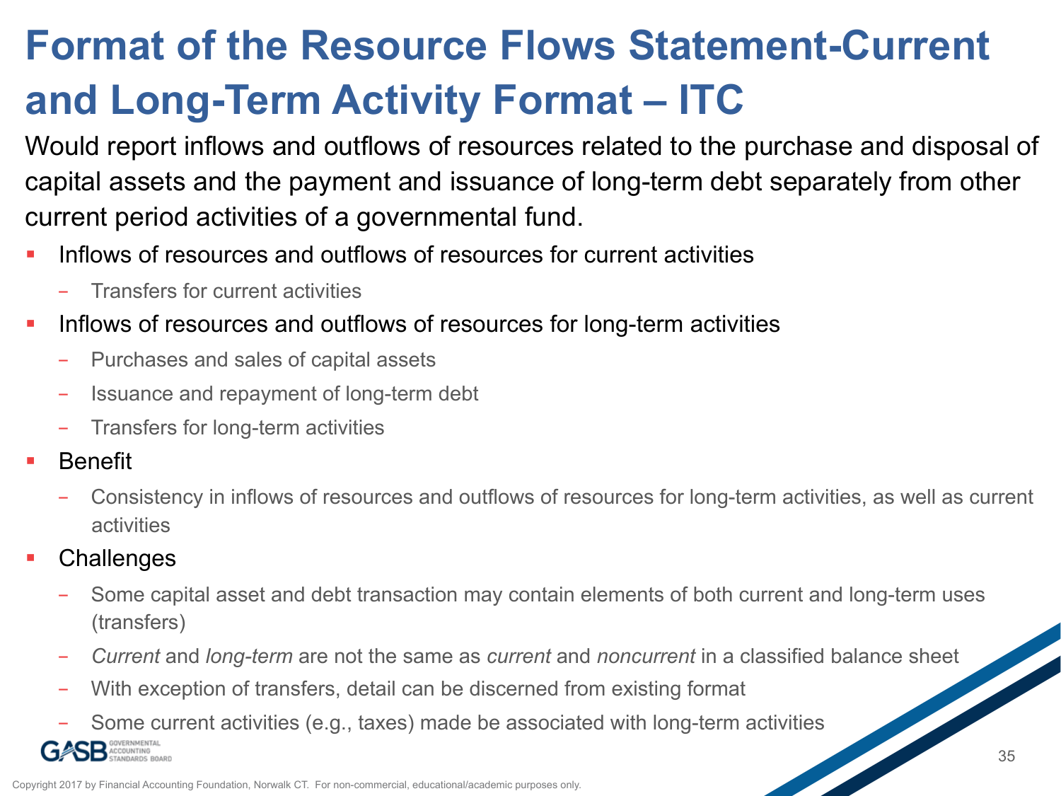# Format of the Resource Flows Statement-Current and Long-Term Activity Format – ITC

Would report inflows and outflows of resources related to the purchase and disposal of capital assets and the payment and issuance of long-term debt separately from other current period activities of a governmental fund.

- Inflows of resources and outflows of resources for current activities
  - Transfers for current activities
- Inflows of resources and outflows of resources for long-term activities
  - Purchases and sales of capital assets
  - Issuance and repayment of long-term debt
  - Transfers for long-term activities
- Benefit
  - Consistency in inflows of resources and outflows of resources for long-term activities, as well as current activities
- Challenges
  - Some capital asset and debt transaction may contain elements of both current and long-term uses (transfers)
  - *Current* and *long-term* are not the same as *current* and *noncurrent* in a classified balance sheet
  - With exception of transfers, detail can be discerned from existing format
  - Some current activities (e.g., taxes) made be associated with long-term activities

Copyright 2017 by Financial Accounting Foundation, Norwalk CT. For non-commercial, educational/academic purposes only.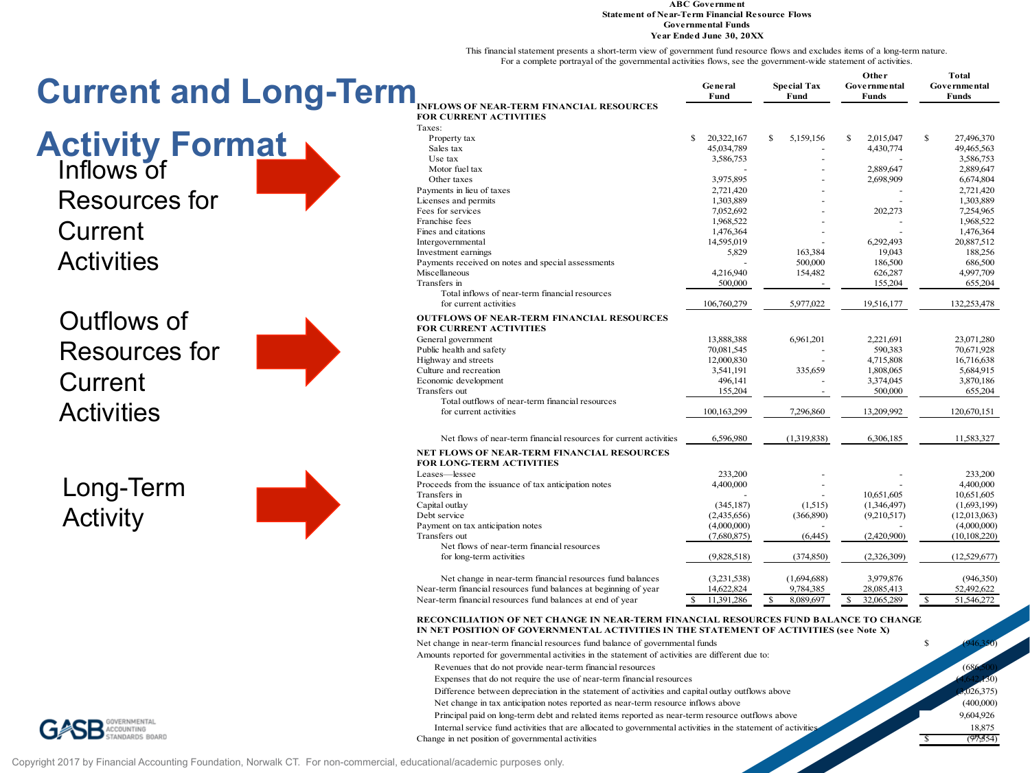# Current and Long-Term Activity Format

Inflows of Resources for Current Activities

Outflows of Resources for Current Activities

Long-Term Activity

**ABC Government**
**Statement of Near-Term Financial Resource Flows**
**Governmental Funds**
**Year Ended June 30, 20XX**

This financial statement presents a short-term view of government fund resource flows and excludes items of a long-term nature. For a complete portrayal of the governmental activities flows, see the government-wide statement of activities.

| | General Fund | Special Tax Fund | Other Governmental Funds | Total Governmental Funds |
|---|---|---|---|---|
| **INFLOWS OF NEAR-TERM FINANCIAL RESOURCES FOR CURRENT ACTIVITIES** | | | | |
| Taxes: | | | | |
| Property tax | $ 20,322,167 | $ 5,159,156 | $ 2,015,047 | $ 27,496,370 |
| Sales tax | 45,034,789 | - | 4,430,774 | 49,465,563 |
| Use tax | 3,586,753 | - | - | 3,586,753 |
| Motor fuel tax | - | - | 2,889,647 | 2,889,647 |
| Other taxes | 3,975,895 | - | 2,698,909 | 6,674,804 |
| Payments in lieu of taxes | 2,721,420 | - | - | 2,721,420 |
| Licenses and permits | 1,303,889 | - | - | 1,303,889 |
| Fees for services | 7,052,692 | - | 202,273 | 7,254,965 |
| Franchise fees | 1,968,522 | - | - | 1,968,522 |
| Fines and citations | 1,476,364 | - | - | 1,476,364 |
| Intergovernmental | 14,595,019 | - | 6,292,493 | 20,887,512 |
| Investment earnings | 5,829 | 163,384 | 19,043 | 188,256 |
| Payments received on notes and special assessments | - | 500,000 | 186,500 | 686,500 |
| Miscellaneous | 4,216,940 | 154,482 | 626,287 | 4,997,709 |
| Transfers in | 500,000 | - | 155,204 | 655,204 |
| Total inflows of near-term financial resources for current activities | 106,760,279 | 5,977,022 | 19,516,177 | 132,253,478 |
| **OUTFLOWS OF NEAR-TERM FINANCIAL RESOURCES FOR CURRENT ACTIVITIES** | | | | |
| General government | 13,888,388 | 6,961,201 | 2,221,691 | 23,071,280 |
| Public health and safety | 70,081,545 | - | 590,383 | 70,671,928 |
| Highway and streets | 12,000,830 | - | 4,715,808 | 16,716,638 |
| Culture and recreation | 3,541,191 | 335,659 | 1,808,065 | 5,684,915 |
| Economic development | 496,141 | - | 3,374,045 | 3,870,186 |
| Transfers out | 155,204 | - | 500,000 | 655,204 |
| Total outflows of near-term financial resources for current activities | 100,163,299 | 7,296,860 | 13,209,992 | 120,670,151 |
| Net flows of near-term financial resources for current activities | 6,596,980 | (1,319,838) | 6,306,185 | 11,583,327 |
| **NET FLOWS OF NEAR-TERM FINANCIAL RESOURCES FOR LONG-TERM ACTIVITIES** | | | | |
| Leases—lessee | 233,200 | - | - | 233,200 |
| Proceeds from the issuance of tax anticipation notes | 4,400,000 | - | - | 4,400,000 |
| Transfers in | - | - | 10,651,605 | 10,651,605 |
| Capital outlay | (345,187) | (1,515) | (1,346,497) | (1,693,199) |
| Debt service | (2,435,656) | (366,890) | (9,210,517) | (12,013,063) |
| Payment on tax anticipation notes | (4,000,000) | - | - | (4,000,000) |
| Transfers out | (7,680,875) | (6,445) | (2,420,900) | (10,108,220) |
| Net flows of near-term financial resources for long-term activities | (9,828,518) | (374,850) | (2,326,309) | (12,529,677) |
| Net change in near-term financial resources fund balances | (3,231,538) | (1,694,688) | 3,979,876 | (946,350) |
| Near-term financial resources fund balances at beginning of year | 14,622,824 | 9,784,385 | 28,085,413 | 52,492,622 |
| Near-term financial resources fund balances at end of year | $ 11,391,286 | $ 8,089,697 | $ 32,065,289 | $ 51,546,272 |

**RECONCILIATION OF NET CHANGE IN NEAR-TERM FINANCIAL RESOURCES FUND BALANCE TO CHANGE IN NET POSITION OF GOVERNMENTAL ACTIVITIES IN THE STATEMENT OF ACTIVITIES (see Note X)**

| | |
|---|---|
| Net change in near-term financial resources fund balance of governmental funds | $ (946,350) |
| Amounts reported for governmental activities in the statement of activities are different due to: | |
| Revenues that do not provide near-term financial resources | (686,500) |
| Expenses that do not require the use of near-term financial resources | (4,642,130) |
| Difference between depreciation in the statement of activities and capital outlay outflows above | (3,026,375) |
| Net change in tax anticipation notes reported as near-term resource inflows above | (400,000) |
| Principal paid on long-term debt and related items reported as near-term resource outflows above | 9,604,926 |
| Internal service fund activities that are allocated to governmental activities in the statement of activities | 18,875 |
| Change in net position of governmental activities | $ (77,554) |

Copyright 2017 by Financial Accounting Foundation, Norwalk CT. For non-commercial, educational/academic purposes only.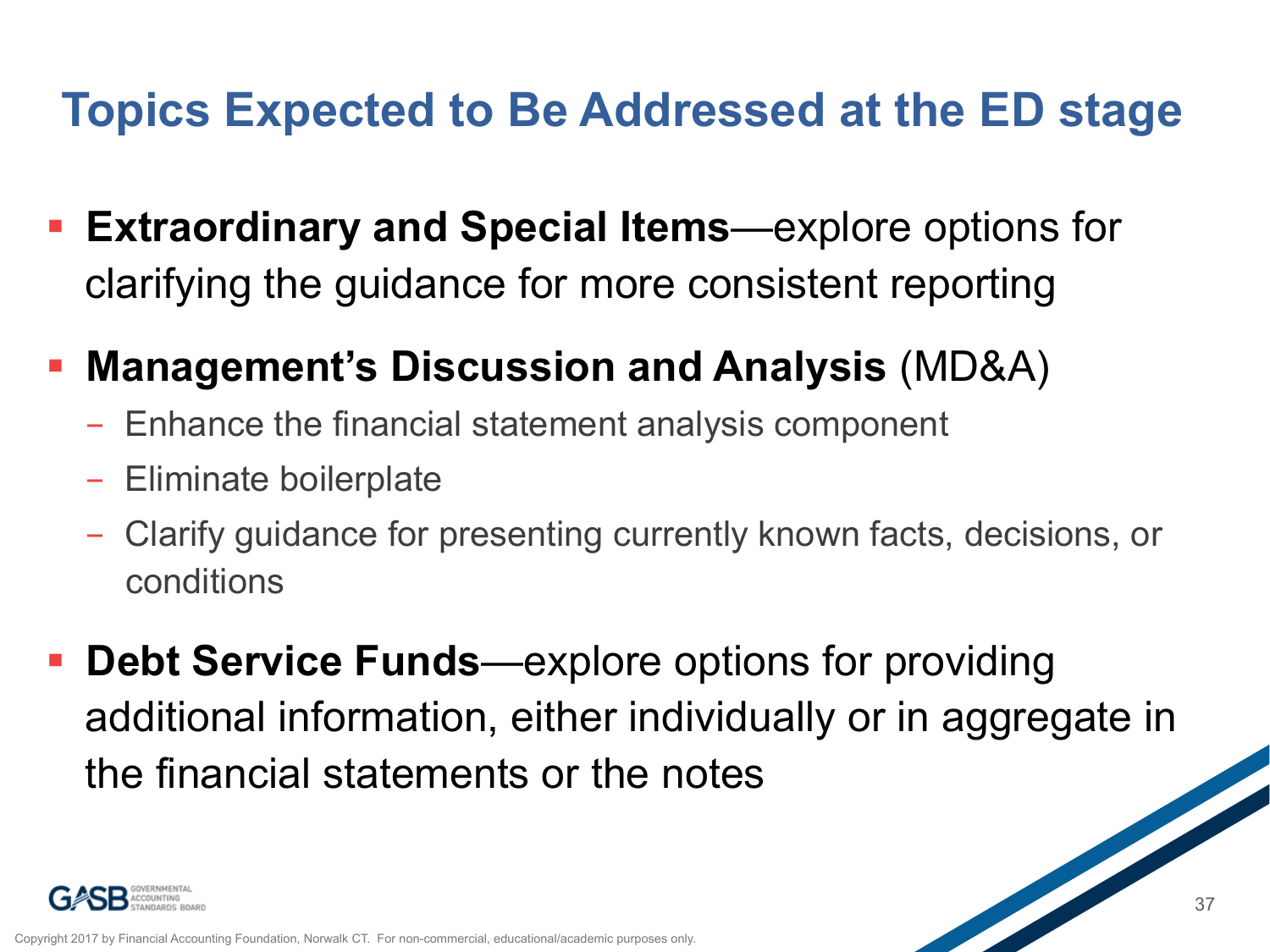# Topics Expected to Be Addressed at the ED stage

- **Extraordinary and Special Items**—explore options for clarifying the guidance for more consistent reporting
- **Management's Discussion and Analysis** (MD&A)
  - Enhance the financial statement analysis component
  - Eliminate boilerplate
  - Clarify guidance for presenting currently known facts, decisions, or conditions
- **Debt Service Funds**—explore options for providing additional information, either individually or in aggregate in the financial statements or the notes

Copyright 2017 by Financial Accounting Foundation, Norwalk CT. For non-commercial, educational/academic purposes only.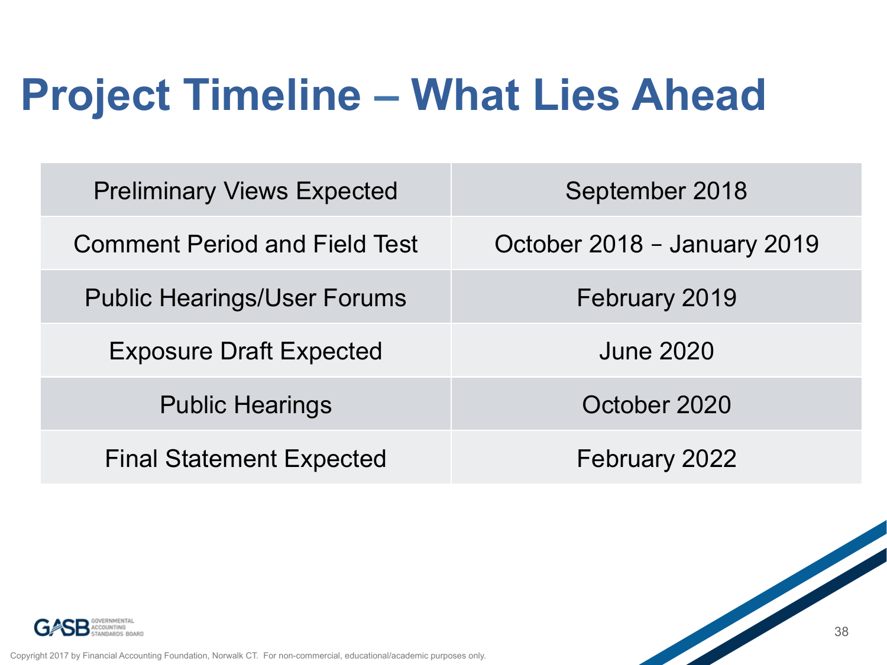# Project Timeline – What Lies Ahead

| | |
|---|---|
| Preliminary Views Expected | September 2018 |
| Comment Period and Field Test | October 2018 – January 2019 |
| Public Hearings/User Forums | February 2019 |
| Exposure Draft Expected | June 2020 |
| Public Hearings | October 2020 |
| Final Statement Expected | February 2022 |

Copyright 2017 by Financial Accounting Foundation, Norwalk CT. For non-commercial, educational/academic purposes only.